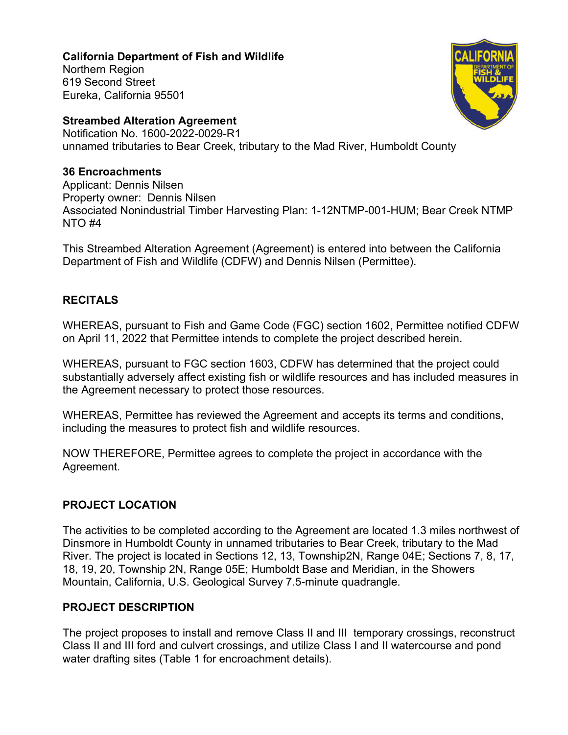**California Department of Fish and Wildlife**
Northern Region
619 Second Street
Eureka, California 95501

**Streambed Alteration Agreement**
Notification No. 1600-2022-0029-R1
unnamed tributaries to Bear Creek, tributary to the Mad River, Humboldt County

**36 Encroachments**
Applicant: Dennis Nilsen
Property owner: Dennis Nilsen
Associated Nonindustrial Timber Harvesting Plan: 1-12NTMP-001-HUM; Bear Creek NTMP NTO #4

This Streambed Alteration Agreement (Agreement) is entered into between the California Department of Fish and Wildlife (CDFW) and Dennis Nilsen (Permittee).

## RECITALS

WHEREAS, pursuant to Fish and Game Code (FGC) section 1602, Permittee notified CDFW on April 11, 2022 that Permittee intends to complete the project described herein.

WHEREAS, pursuant to FGC section 1603, CDFW has determined that the project could substantially adversely affect existing fish or wildlife resources and has included measures in the Agreement necessary to protect those resources.

WHEREAS, Permittee has reviewed the Agreement and accepts its terms and conditions, including the measures to protect fish and wildlife resources.

NOW THEREFORE, Permittee agrees to complete the project in accordance with the Agreement.

## PROJECT LOCATION

The activities to be completed according to the Agreement are located 1.3 miles northwest of Dinsmore in Humboldt County in unnamed tributaries to Bear Creek, tributary to the Mad River. The project is located in Sections 12, 13, Township2N, Range 04E; Sections 7, 8, 17, 18, 19, 20, Township 2N, Range 05E; Humboldt Base and Meridian, in the Showers Mountain, California, U.S. Geological Survey 7.5-minute quadrangle.

## PROJECT DESCRIPTION

The project proposes to install and remove Class II and III temporary crossings, reconstruct Class II and III ford and culvert crossings, and utilize Class I and II watercourse and pond water drafting sites (Table 1 for encroachment details).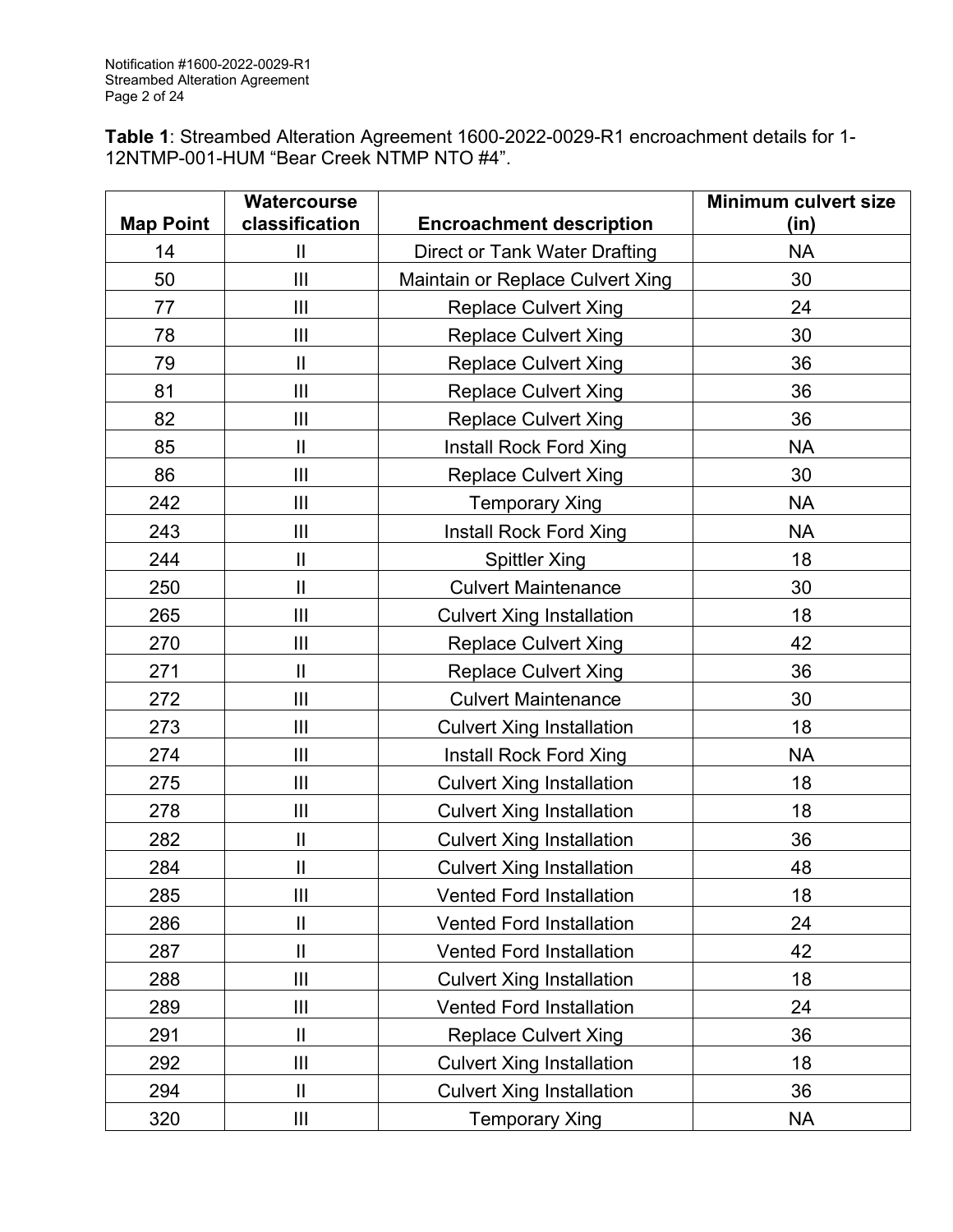**Table 1**: Streambed Alteration Agreement 1600-2022-0029-R1 encroachment details for 1-12NTMP-001-HUM "Bear Creek NTMP NTO #4".

| Map Point | Watercourse classification | Encroachment description | Minimum culvert size (in) |
|---|---|---|---|
| 14 | II | Direct or Tank Water Drafting | NA |
| 50 | III | Maintain or Replace Culvert Xing | 30 |
| 77 | III | Replace Culvert Xing | 24 |
| 78 | III | Replace Culvert Xing | 30 |
| 79 | II | Replace Culvert Xing | 36 |
| 81 | III | Replace Culvert Xing | 36 |
| 82 | III | Replace Culvert Xing | 36 |
| 85 | II | Install Rock Ford Xing | NA |
| 86 | III | Replace Culvert Xing | 30 |
| 242 | III | Temporary Xing | NA |
| 243 | III | Install Rock Ford Xing | NA |
| 244 | II | Spittler Xing | 18 |
| 250 | II | Culvert Maintenance | 30 |
| 265 | III | Culvert Xing Installation | 18 |
| 270 | III | Replace Culvert Xing | 42 |
| 271 | II | Replace Culvert Xing | 36 |
| 272 | III | Culvert Maintenance | 30 |
| 273 | III | Culvert Xing Installation | 18 |
| 274 | III | Install Rock Ford Xing | NA |
| 275 | III | Culvert Xing Installation | 18 |
| 278 | III | Culvert Xing Installation | 18 |
| 282 | II | Culvert Xing Installation | 36 |
| 284 | II | Culvert Xing Installation | 48 |
| 285 | III | Vented Ford Installation | 18 |
| 286 | II | Vented Ford Installation | 24 |
| 287 | II | Vented Ford Installation | 42 |
| 288 | III | Culvert Xing Installation | 18 |
| 289 | III | Vented Ford Installation | 24 |
| 291 | II | Replace Culvert Xing | 36 |
| 292 | III | Culvert Xing Installation | 18 |
| 294 | II | Culvert Xing Installation | 36 |
| 320 | III | Temporary Xing | NA |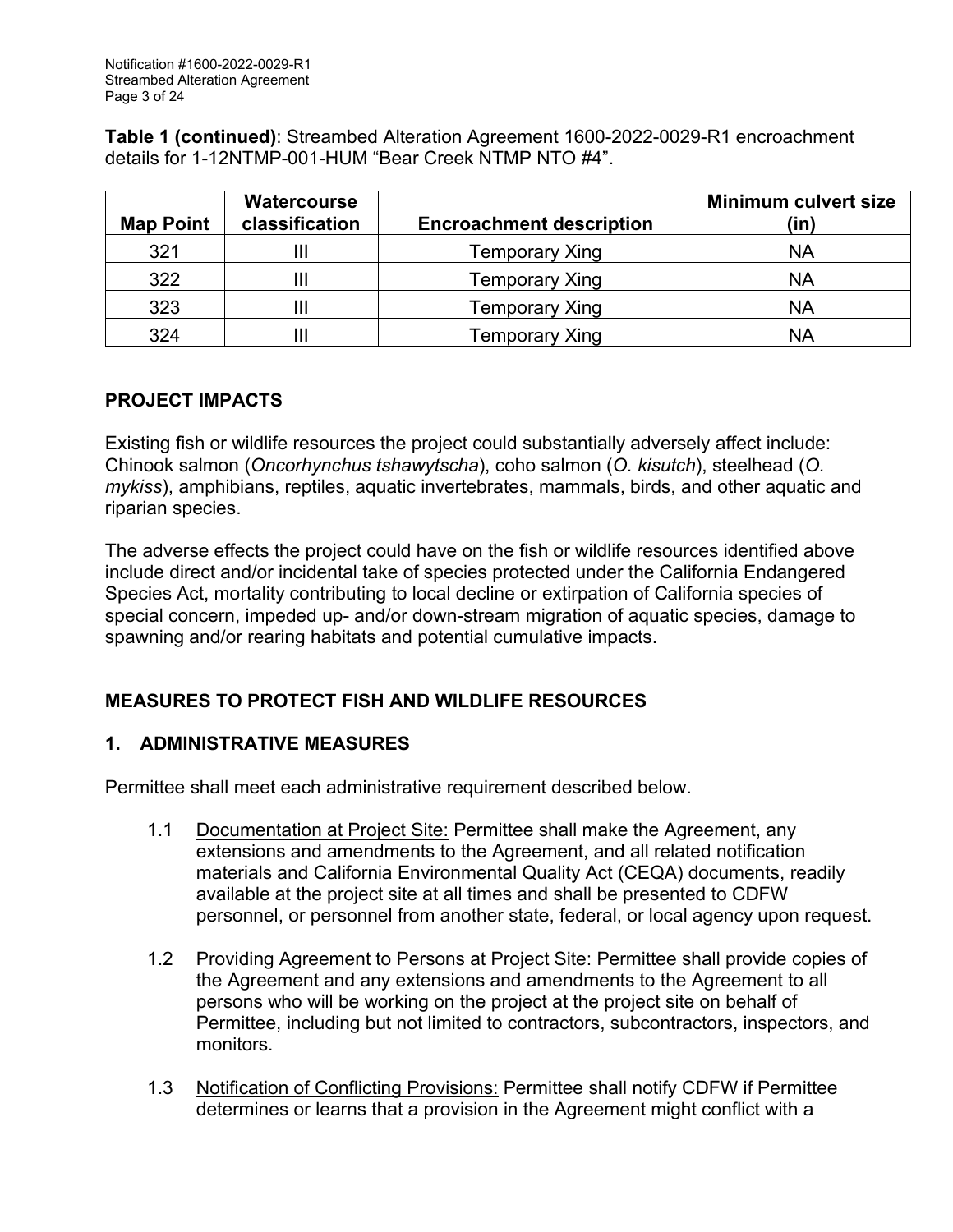**Table 1 (continued)**: Streambed Alteration Agreement 1600-2022-0029-R1 encroachment details for 1-12NTMP-001-HUM "Bear Creek NTMP NTO #4".

| Map Point | Watercourse classification | Encroachment description | Minimum culvert size (in) |
|---|---|---|---|
| 321 | III | Temporary Xing | NA |
| 322 | III | Temporary Xing | NA |
| 323 | III | Temporary Xing | NA |
| 324 | III | Temporary Xing | NA |

## PROJECT IMPACTS

Existing fish or wildlife resources the project could substantially adversely affect include: Chinook salmon (*Oncorhynchus tshawytscha*), coho salmon (*O. kisutch*), steelhead (*O. mykiss*), amphibians, reptiles, aquatic invertebrates, mammals, birds, and other aquatic and riparian species.

The adverse effects the project could have on the fish or wildlife resources identified above include direct and/or incidental take of species protected under the California Endangered Species Act, mortality contributing to local decline or extirpation of California species of special concern, impeded up- and/or down-stream migration of aquatic species, damage to spawning and/or rearing habitats and potential cumulative impacts.

## MEASURES TO PROTECT FISH AND WILDLIFE RESOURCES

### 1. ADMINISTRATIVE MEASURES

Permittee shall meet each administrative requirement described below.

1.1 Documentation at Project Site: Permittee shall make the Agreement, any extensions and amendments to the Agreement, and all related notification materials and California Environmental Quality Act (CEQA) documents, readily available at the project site at all times and shall be presented to CDFW personnel, or personnel from another state, federal, or local agency upon request.

1.2 Providing Agreement to Persons at Project Site: Permittee shall provide copies of the Agreement and any extensions and amendments to the Agreement to all persons who will be working on the project at the project site on behalf of Permittee, including but not limited to contractors, subcontractors, inspectors, and monitors.

1.3 Notification of Conflicting Provisions: Permittee shall notify CDFW if Permittee determines or learns that a provision in the Agreement might conflict with a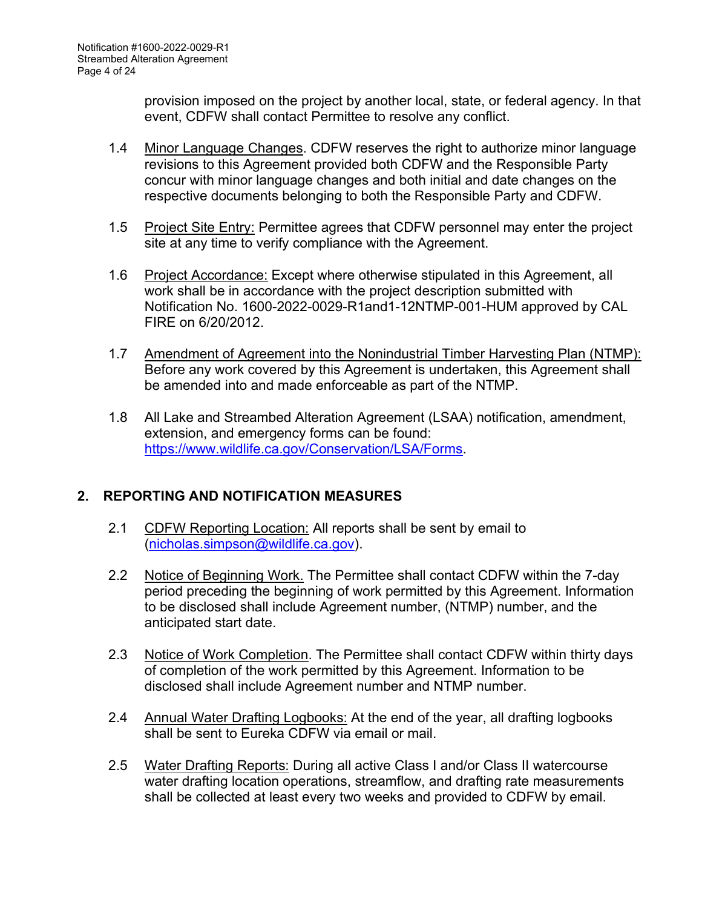provision imposed on the project by another local, state, or federal agency. In that event, CDFW shall contact Permittee to resolve any conflict.

1.4 Minor Language Changes. CDFW reserves the right to authorize minor language revisions to this Agreement provided both CDFW and the Responsible Party concur with minor language changes and both initial and date changes on the respective documents belonging to both the Responsible Party and CDFW.

1.5 Project Site Entry: Permittee agrees that CDFW personnel may enter the project site at any time to verify compliance with the Agreement.

1.6 Project Accordance: Except where otherwise stipulated in this Agreement, all work shall be in accordance with the project description submitted with Notification No. 1600-2022-0029-R1and1-12NTMP-001-HUM approved by CAL FIRE on 6/20/2012.

1.7 Amendment of Agreement into the Nonindustrial Timber Harvesting Plan (NTMP): Before any work covered by this Agreement is undertaken, this Agreement shall be amended into and made enforceable as part of the NTMP.

1.8 All Lake and Streambed Alteration Agreement (LSAA) notification, amendment, extension, and emergency forms can be found: https://www.wildlife.ca.gov/Conservation/LSA/Forms.

## 2. REPORTING AND NOTIFICATION MEASURES

2.1 CDFW Reporting Location: All reports shall be sent by email to (nicholas.simpson@wildlife.ca.gov).

2.2 Notice of Beginning Work. The Permittee shall contact CDFW within the 7-day period preceding the beginning of work permitted by this Agreement. Information to be disclosed shall include Agreement number, (NTMP) number, and the anticipated start date.

2.3 Notice of Work Completion. The Permittee shall contact CDFW within thirty days of completion of the work permitted by this Agreement. Information to be disclosed shall include Agreement number and NTMP number.

2.4 Annual Water Drafting Logbooks: At the end of the year, all drafting logbooks shall be sent to Eureka CDFW via email or mail.

2.5 Water Drafting Reports: During all active Class I and/or Class II watercourse water drafting location operations, streamflow, and drafting rate measurements shall be collected at least every two weeks and provided to CDFW by email.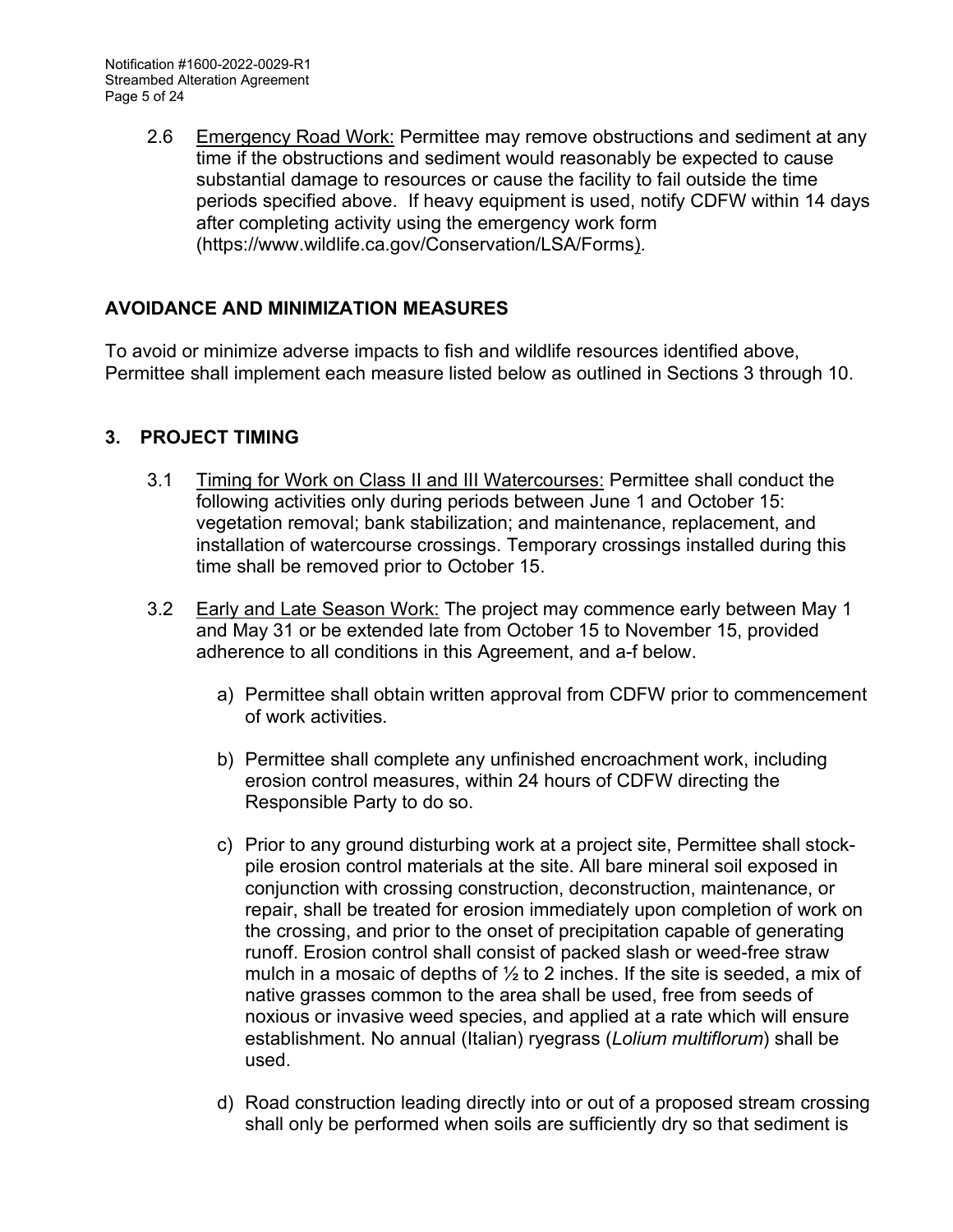2.6 Emergency Road Work: Permittee may remove obstructions and sediment at any time if the obstructions and sediment would reasonably be expected to cause substantial damage to resources or cause the facility to fail outside the time periods specified above. If heavy equipment is used, notify CDFW within 14 days after completing activity using the emergency work form (https://www.wildlife.ca.gov/Conservation/LSA/Forms).

## AVOIDANCE AND MINIMIZATION MEASURES

To avoid or minimize adverse impacts to fish and wildlife resources identified above, Permittee shall implement each measure listed below as outlined in Sections 3 through 10.

## 3. PROJECT TIMING

3.1 Timing for Work on Class II and III Watercourses: Permittee shall conduct the following activities only during periods between June 1 and October 15: vegetation removal; bank stabilization; and maintenance, replacement, and installation of watercourse crossings. Temporary crossings installed during this time shall be removed prior to October 15.

3.2 Early and Late Season Work: The project may commence early between May 1 and May 31 or be extended late from October 15 to November 15, provided adherence to all conditions in this Agreement, and a-f below.

a) Permittee shall obtain written approval from CDFW prior to commencement of work activities.

b) Permittee shall complete any unfinished encroachment work, including erosion control measures, within 24 hours of CDFW directing the Responsible Party to do so.

c) Prior to any ground disturbing work at a project site, Permittee shall stock-pile erosion control materials at the site. All bare mineral soil exposed in conjunction with crossing construction, deconstruction, maintenance, or repair, shall be treated for erosion immediately upon completion of work on the crossing, and prior to the onset of precipitation capable of generating runoff. Erosion control shall consist of packed slash or weed-free straw mulch in a mosaic of depths of ½ to 2 inches. If the site is seeded, a mix of native grasses common to the area shall be used, free from seeds of noxious or invasive weed species, and applied at a rate which will ensure establishment. No annual (Italian) ryegrass (*Lolium multiflorum*) shall be used.

d) Road construction leading directly into or out of a proposed stream crossing shall only be performed when soils are sufficiently dry so that sediment is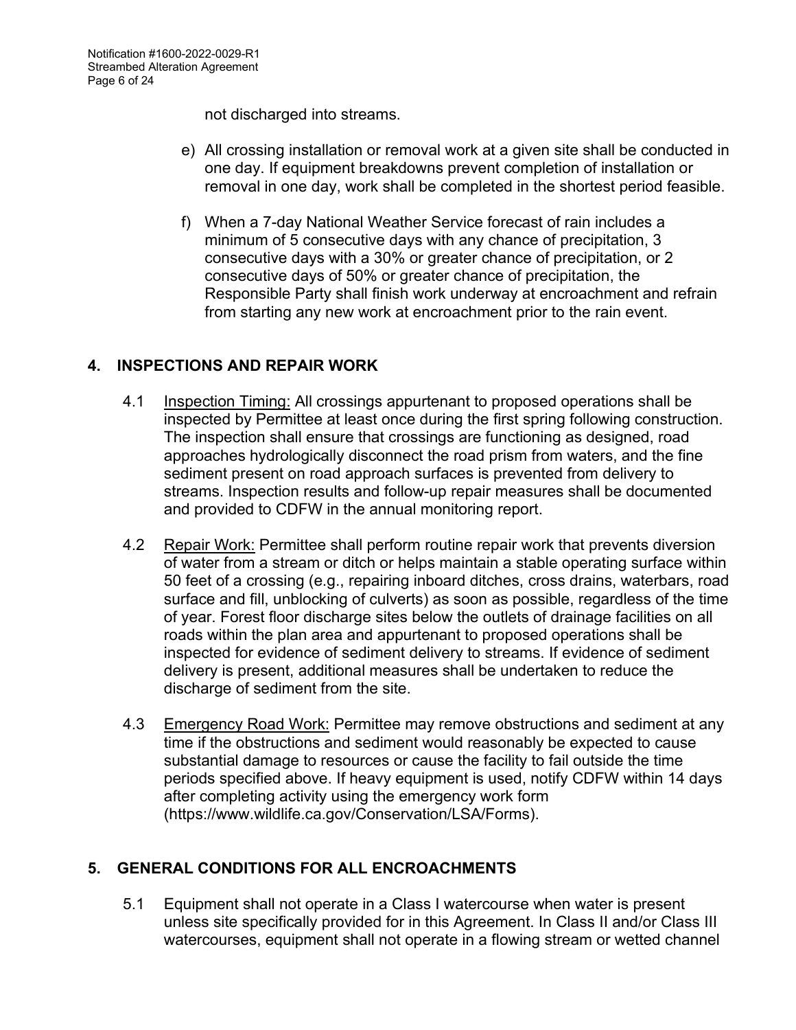not discharged into streams.

e) All crossing installation or removal work at a given site shall be conducted in one day. If equipment breakdowns prevent completion of installation or removal in one day, work shall be completed in the shortest period feasible.

f) When a 7-day National Weather Service forecast of rain includes a minimum of 5 consecutive days with any chance of precipitation, 3 consecutive days with a 30% or greater chance of precipitation, or 2 consecutive days of 50% or greater chance of precipitation, the Responsible Party shall finish work underway at encroachment and refrain from starting any new work at encroachment prior to the rain event.

## 4. INSPECTIONS AND REPAIR WORK

4.1 Inspection Timing: All crossings appurtenant to proposed operations shall be inspected by Permittee at least once during the first spring following construction. The inspection shall ensure that crossings are functioning as designed, road approaches hydrologically disconnect the road prism from waters, and the fine sediment present on road approach surfaces is prevented from delivery to streams. Inspection results and follow-up repair measures shall be documented and provided to CDFW in the annual monitoring report.

4.2 Repair Work: Permittee shall perform routine repair work that prevents diversion of water from a stream or ditch or helps maintain a stable operating surface within 50 feet of a crossing (e.g., repairing inboard ditches, cross drains, waterbars, road surface and fill, unblocking of culverts) as soon as possible, regardless of the time of year. Forest floor discharge sites below the outlets of drainage facilities on all roads within the plan area and appurtenant to proposed operations shall be inspected for evidence of sediment delivery to streams. If evidence of sediment delivery is present, additional measures shall be undertaken to reduce the discharge of sediment from the site.

4.3 Emergency Road Work: Permittee may remove obstructions and sediment at any time if the obstructions and sediment would reasonably be expected to cause substantial damage to resources or cause the facility to fail outside the time periods specified above. If heavy equipment is used, notify CDFW within 14 days after completing activity using the emergency work form (https://www.wildlife.ca.gov/Conservation/LSA/Forms).

## 5. GENERAL CONDITIONS FOR ALL ENCROACHMENTS

5.1 Equipment shall not operate in a Class I watercourse when water is present unless site specifically provided for in this Agreement. In Class II and/or Class III watercourses, equipment shall not operate in a flowing stream or wetted channel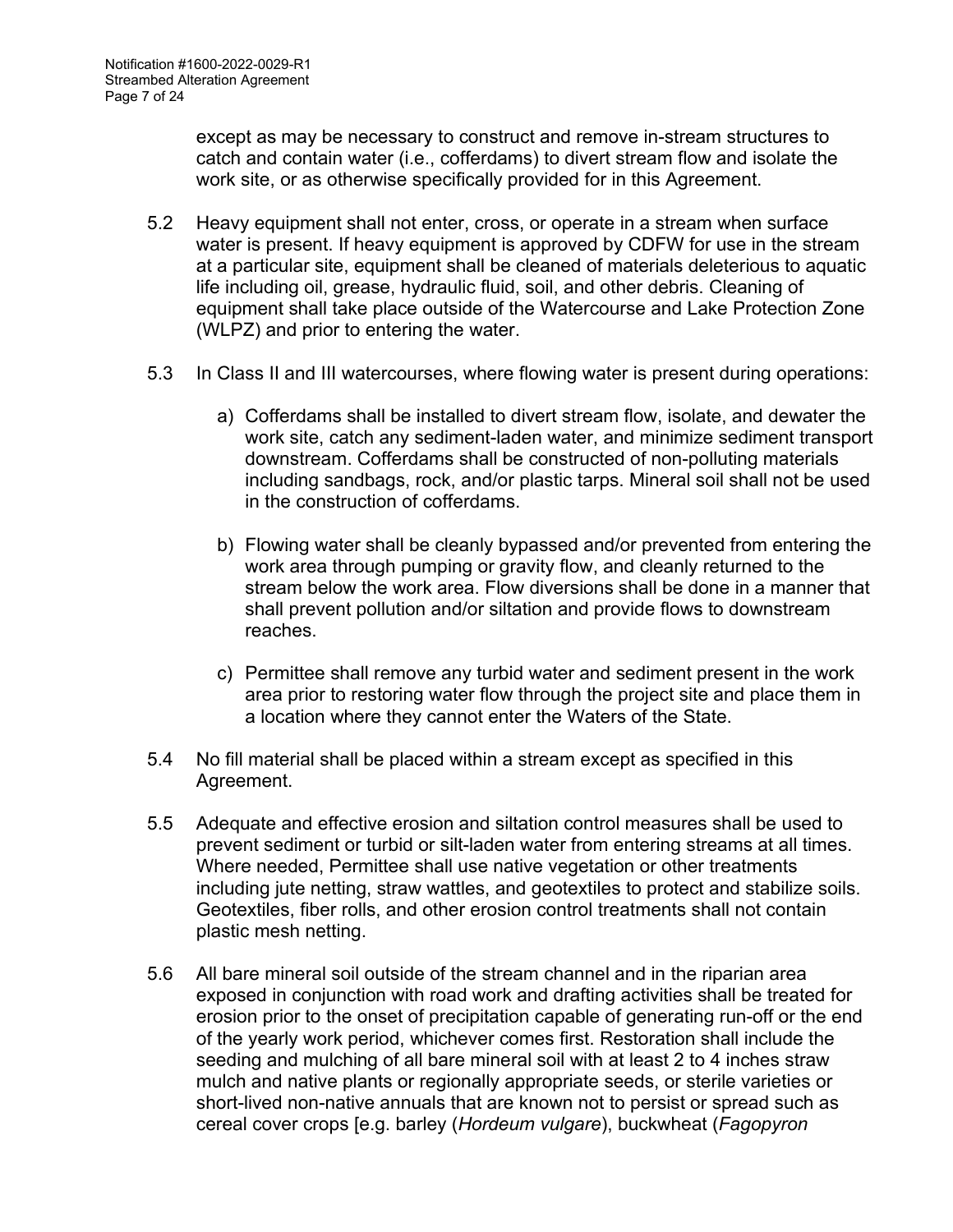except as may be necessary to construct and remove in-stream structures to catch and contain water (i.e., cofferdams) to divert stream flow and isolate the work site, or as otherwise specifically provided for in this Agreement.

5.2 Heavy equipment shall not enter, cross, or operate in a stream when surface water is present. If heavy equipment is approved by CDFW for use in the stream at a particular site, equipment shall be cleaned of materials deleterious to aquatic life including oil, grease, hydraulic fluid, soil, and other debris. Cleaning of equipment shall take place outside of the Watercourse and Lake Protection Zone (WLPZ) and prior to entering the water.

5.3 In Class II and III watercourses, where flowing water is present during operations:

a) Cofferdams shall be installed to divert stream flow, isolate, and dewater the work site, catch any sediment-laden water, and minimize sediment transport downstream. Cofferdams shall be constructed of non-polluting materials including sandbags, rock, and/or plastic tarps. Mineral soil shall not be used in the construction of cofferdams.

b) Flowing water shall be cleanly bypassed and/or prevented from entering the work area through pumping or gravity flow, and cleanly returned to the stream below the work area. Flow diversions shall be done in a manner that shall prevent pollution and/or siltation and provide flows to downstream reaches.

c) Permittee shall remove any turbid water and sediment present in the work area prior to restoring water flow through the project site and place them in a location where they cannot enter the Waters of the State.

5.4 No fill material shall be placed within a stream except as specified in this Agreement.

5.5 Adequate and effective erosion and siltation control measures shall be used to prevent sediment or turbid or silt-laden water from entering streams at all times. Where needed, Permittee shall use native vegetation or other treatments including jute netting, straw wattles, and geotextiles to protect and stabilize soils. Geotextiles, fiber rolls, and other erosion control treatments shall not contain plastic mesh netting.

5.6 All bare mineral soil outside of the stream channel and in the riparian area exposed in conjunction with road work and drafting activities shall be treated for erosion prior to the onset of precipitation capable of generating run-off or the end of the yearly work period, whichever comes first. Restoration shall include the seeding and mulching of all bare mineral soil with at least 2 to 4 inches straw mulch and native plants or regionally appropriate seeds, or sterile varieties or short-lived non-native annuals that are known not to persist or spread such as cereal cover crops [e.g. barley (*Hordeum vulgare*), buckwheat (*Fagopyron*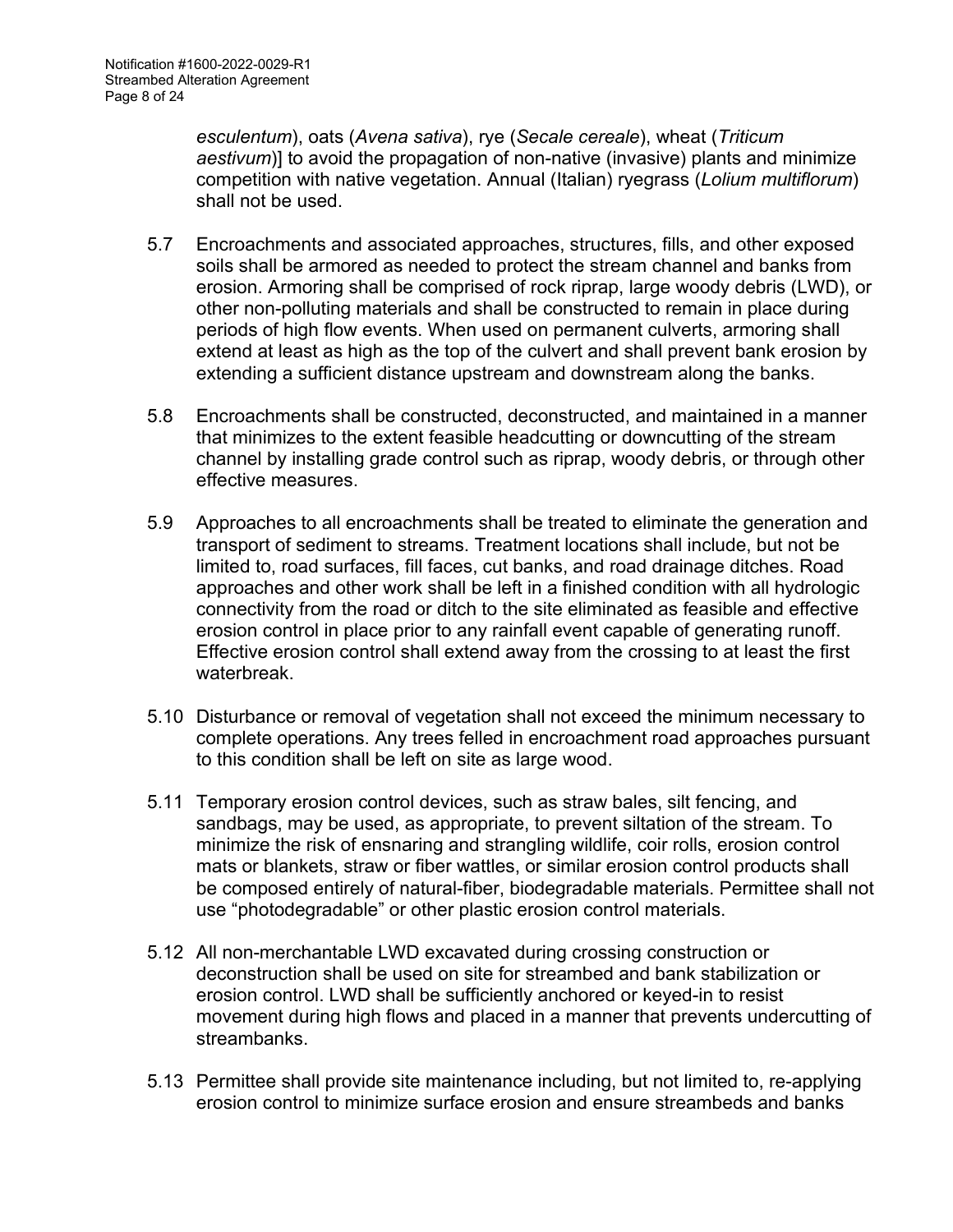*esculentum*), oats (*Avena sativa*), rye (*Secale cereale*), wheat (*Triticum aestivum*)] to avoid the propagation of non-native (invasive) plants and minimize competition with native vegetation. Annual (Italian) ryegrass (*Lolium multiflorum*) shall not be used.

5.7 Encroachments and associated approaches, structures, fills, and other exposed soils shall be armored as needed to protect the stream channel and banks from erosion. Armoring shall be comprised of rock riprap, large woody debris (LWD), or other non-polluting materials and shall be constructed to remain in place during periods of high flow events. When used on permanent culverts, armoring shall extend at least as high as the top of the culvert and shall prevent bank erosion by extending a sufficient distance upstream and downstream along the banks.

5.8 Encroachments shall be constructed, deconstructed, and maintained in a manner that minimizes to the extent feasible headcutting or downcutting of the stream channel by installing grade control such as riprap, woody debris, or through other effective measures.

5.9 Approaches to all encroachments shall be treated to eliminate the generation and transport of sediment to streams. Treatment locations shall include, but not be limited to, road surfaces, fill faces, cut banks, and road drainage ditches. Road approaches and other work shall be left in a finished condition with all hydrologic connectivity from the road or ditch to the site eliminated as feasible and effective erosion control in place prior to any rainfall event capable of generating runoff. Effective erosion control shall extend away from the crossing to at least the first waterbreak.

5.10 Disturbance or removal of vegetation shall not exceed the minimum necessary to complete operations. Any trees felled in encroachment road approaches pursuant to this condition shall be left on site as large wood.

5.11 Temporary erosion control devices, such as straw bales, silt fencing, and sandbags, may be used, as appropriate, to prevent siltation of the stream. To minimize the risk of ensnaring and strangling wildlife, coir rolls, erosion control mats or blankets, straw or fiber wattles, or similar erosion control products shall be composed entirely of natural-fiber, biodegradable materials. Permittee shall not use "photodegradable" or other plastic erosion control materials.

5.12 All non-merchantable LWD excavated during crossing construction or deconstruction shall be used on site for streambed and bank stabilization or erosion control. LWD shall be sufficiently anchored or keyed-in to resist movement during high flows and placed in a manner that prevents undercutting of streambanks.

5.13 Permittee shall provide site maintenance including, but not limited to, re-applying erosion control to minimize surface erosion and ensure streambeds and banks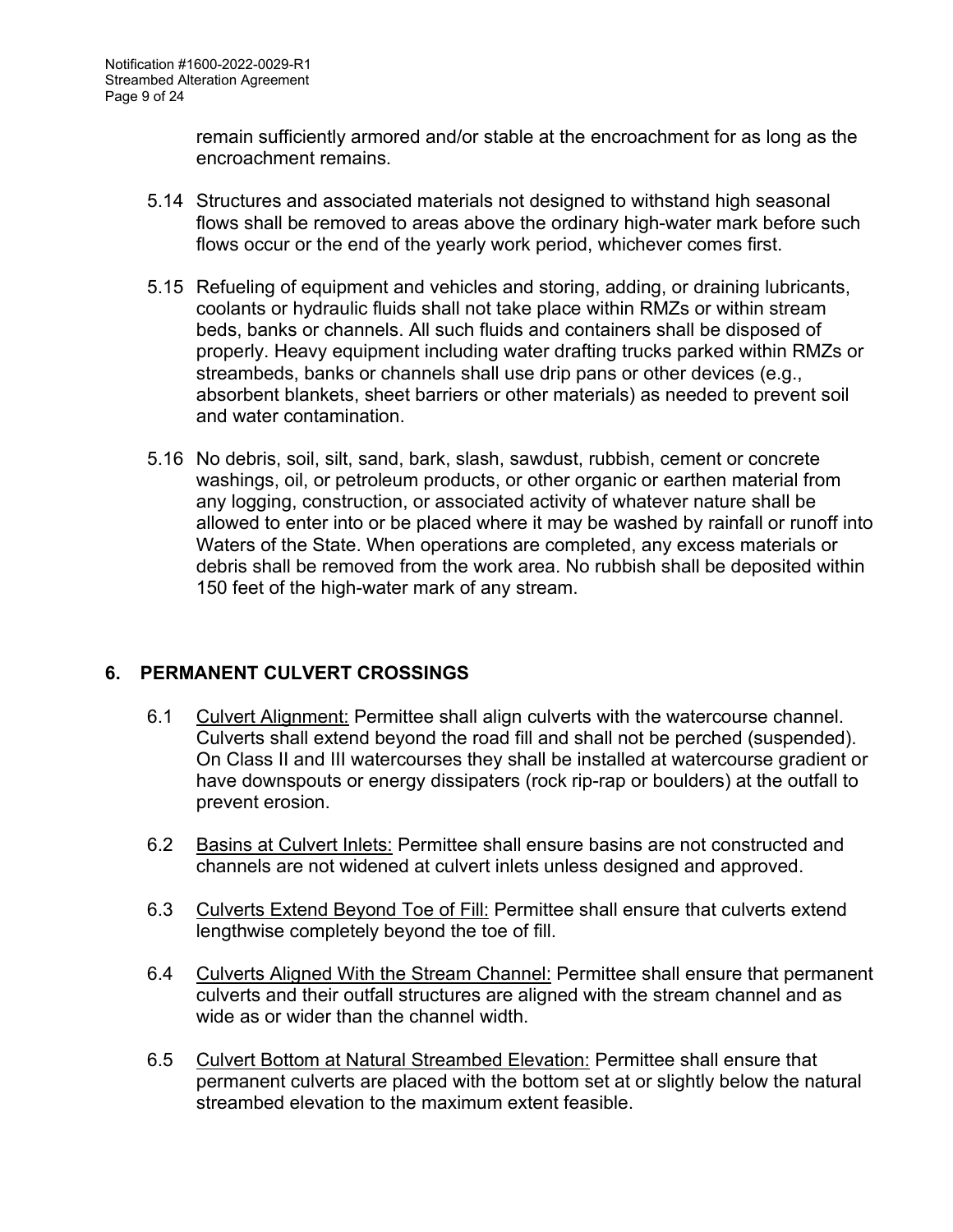remain sufficiently armored and/or stable at the encroachment for as long as the encroachment remains.

5.14 Structures and associated materials not designed to withstand high seasonal flows shall be removed to areas above the ordinary high-water mark before such flows occur or the end of the yearly work period, whichever comes first.

5.15 Refueling of equipment and vehicles and storing, adding, or draining lubricants, coolants or hydraulic fluids shall not take place within RMZs or within stream beds, banks or channels. All such fluids and containers shall be disposed of properly. Heavy equipment including water drafting trucks parked within RMZs or streambeds, banks or channels shall use drip pans or other devices (e.g., absorbent blankets, sheet barriers or other materials) as needed to prevent soil and water contamination.

5.16 No debris, soil, silt, sand, bark, slash, sawdust, rubbish, cement or concrete washings, oil, or petroleum products, or other organic or earthen material from any logging, construction, or associated activity of whatever nature shall be allowed to enter into or be placed where it may be washed by rainfall or runoff into Waters of the State. When operations are completed, any excess materials or debris shall be removed from the work area. No rubbish shall be deposited within 150 feet of the high-water mark of any stream.

## 6. PERMANENT CULVERT CROSSINGS

6.1 Culvert Alignment: Permittee shall align culverts with the watercourse channel. Culverts shall extend beyond the road fill and shall not be perched (suspended). On Class II and III watercourses they shall be installed at watercourse gradient or have downspouts or energy dissipaters (rock rip-rap or boulders) at the outfall to prevent erosion.

6.2 Basins at Culvert Inlets: Permittee shall ensure basins are not constructed and channels are not widened at culvert inlets unless designed and approved.

6.3 Culverts Extend Beyond Toe of Fill: Permittee shall ensure that culverts extend lengthwise completely beyond the toe of fill.

6.4 Culverts Aligned With the Stream Channel: Permittee shall ensure that permanent culverts and their outfall structures are aligned with the stream channel and as wide as or wider than the channel width.

6.5 Culvert Bottom at Natural Streambed Elevation: Permittee shall ensure that permanent culverts are placed with the bottom set at or slightly below the natural streambed elevation to the maximum extent feasible.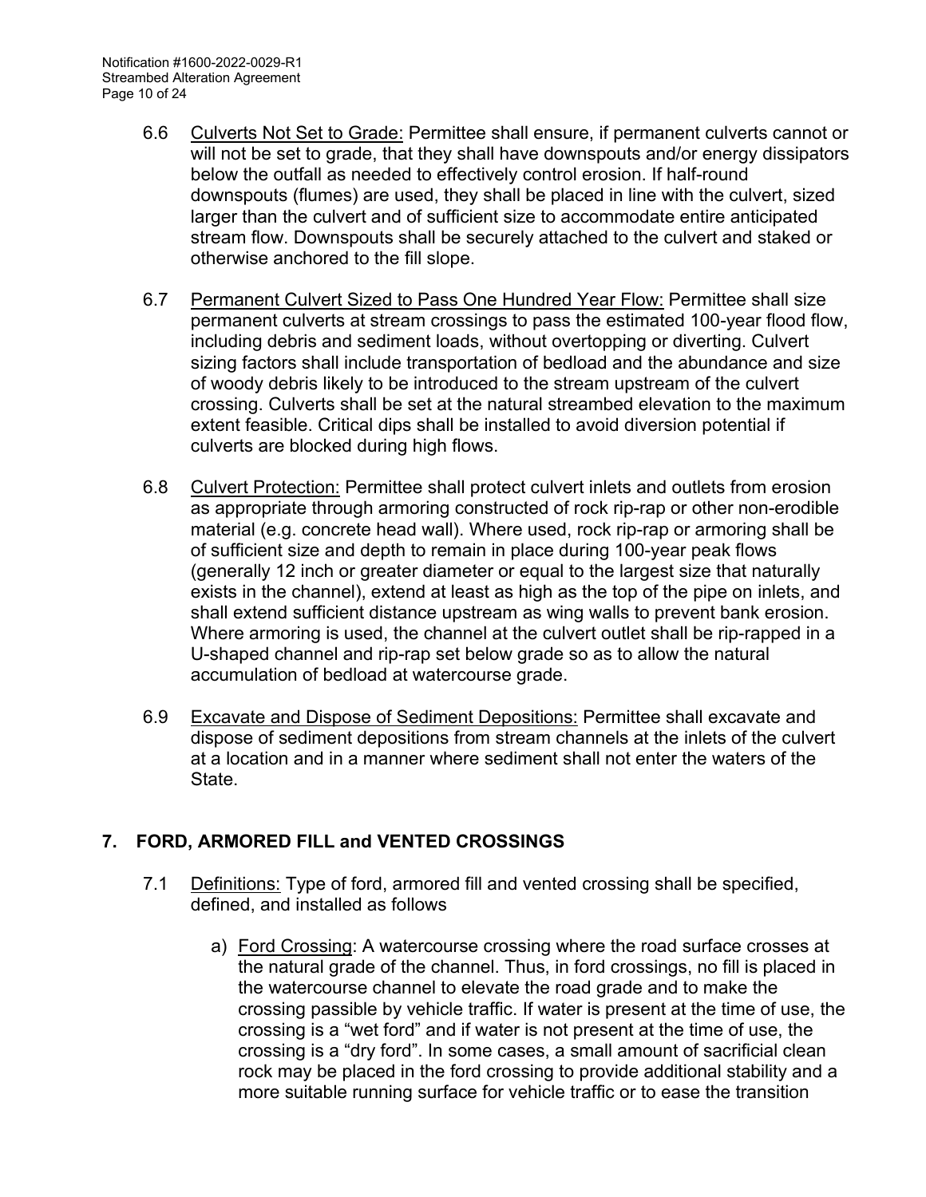6.6 Culverts Not Set to Grade: Permittee shall ensure, if permanent culverts cannot or will not be set to grade, that they shall have downspouts and/or energy dissipators below the outfall as needed to effectively control erosion. If half-round downspouts (flumes) are used, they shall be placed in line with the culvert, sized larger than the culvert and of sufficient size to accommodate entire anticipated stream flow. Downspouts shall be securely attached to the culvert and staked or otherwise anchored to the fill slope.

6.7 Permanent Culvert Sized to Pass One Hundred Year Flow: Permittee shall size permanent culverts at stream crossings to pass the estimated 100-year flood flow, including debris and sediment loads, without overtopping or diverting. Culvert sizing factors shall include transportation of bedload and the abundance and size of woody debris likely to be introduced to the stream upstream of the culvert crossing. Culverts shall be set at the natural streambed elevation to the maximum extent feasible. Critical dips shall be installed to avoid diversion potential if culverts are blocked during high flows.

6.8 Culvert Protection: Permittee shall protect culvert inlets and outlets from erosion as appropriate through armoring constructed of rock rip-rap or other non-erodible material (e.g. concrete head wall). Where used, rock rip-rap or armoring shall be of sufficient size and depth to remain in place during 100-year peak flows (generally 12 inch or greater diameter or equal to the largest size that naturally exists in the channel), extend at least as high as the top of the pipe on inlets, and shall extend sufficient distance upstream as wing walls to prevent bank erosion. Where armoring is used, the channel at the culvert outlet shall be rip-rapped in a U-shaped channel and rip-rap set below grade so as to allow the natural accumulation of bedload at watercourse grade.

6.9 Excavate and Dispose of Sediment Depositions: Permittee shall excavate and dispose of sediment depositions from stream channels at the inlets of the culvert at a location and in a manner where sediment shall not enter the waters of the State.

## 7. FORD, ARMORED FILL and VENTED CROSSINGS

7.1 Definitions: Type of ford, armored fill and vented crossing shall be specified, defined, and installed as follows

a) Ford Crossing: A watercourse crossing where the road surface crosses at the natural grade of the channel. Thus, in ford crossings, no fill is placed in the watercourse channel to elevate the road grade and to make the crossing passible by vehicle traffic. If water is present at the time of use, the crossing is a "wet ford" and if water is not present at the time of use, the crossing is a "dry ford". In some cases, a small amount of sacrificial clean rock may be placed in the ford crossing to provide additional stability and a more suitable running surface for vehicle traffic or to ease the transition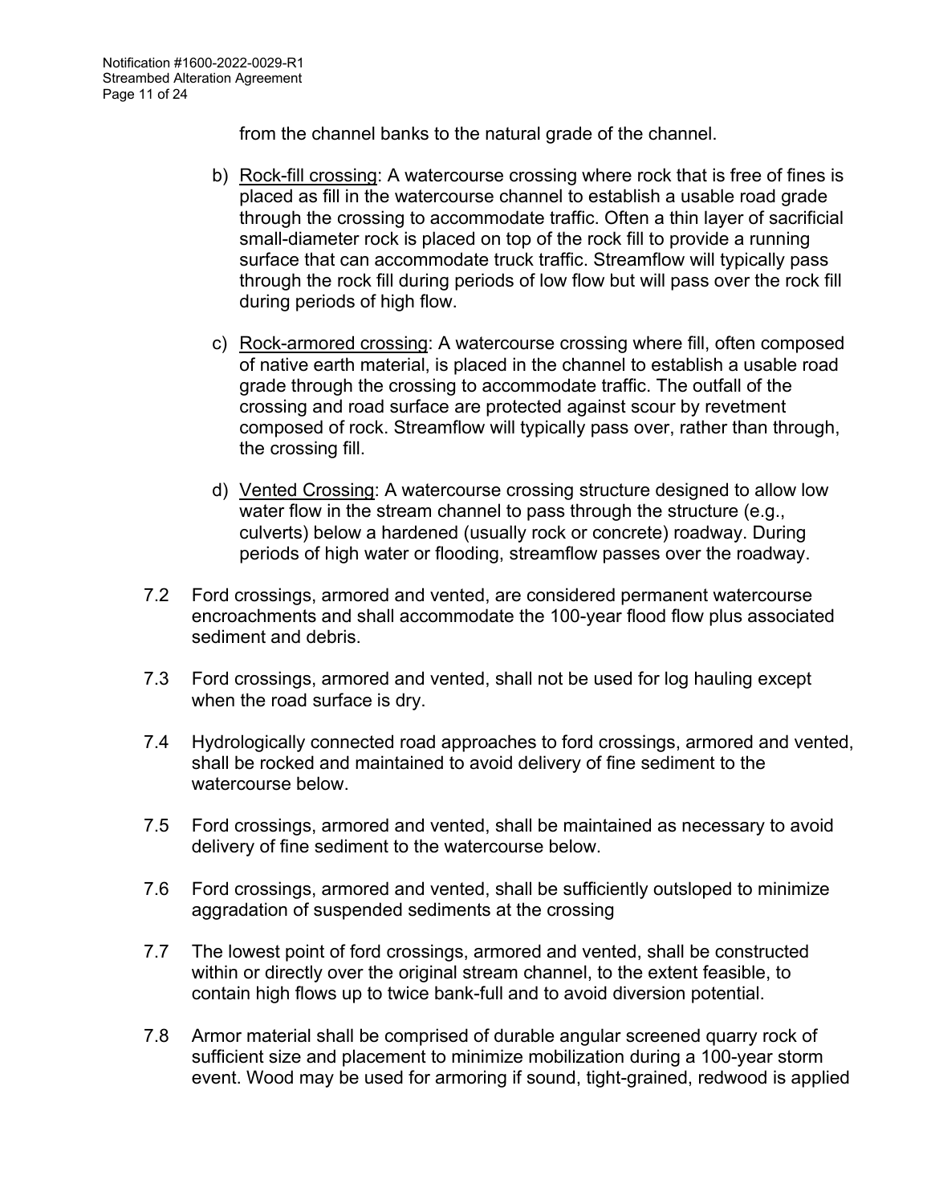from the channel banks to the natural grade of the channel.

b) Rock-fill crossing: A watercourse crossing where rock that is free of fines is placed as fill in the watercourse channel to establish a usable road grade through the crossing to accommodate traffic. Often a thin layer of sacrificial small-diameter rock is placed on top of the rock fill to provide a running surface that can accommodate truck traffic. Streamflow will typically pass through the rock fill during periods of low flow but will pass over the rock fill during periods of high flow.

c) Rock-armored crossing: A watercourse crossing where fill, often composed of native earth material, is placed in the channel to establish a usable road grade through the crossing to accommodate traffic. The outfall of the crossing and road surface are protected against scour by revetment composed of rock. Streamflow will typically pass over, rather than through, the crossing fill.

d) Vented Crossing: A watercourse crossing structure designed to allow low water flow in the stream channel to pass through the structure (e.g., culverts) below a hardened (usually rock or concrete) roadway. During periods of high water or flooding, streamflow passes over the roadway.

7.2 Ford crossings, armored and vented, are considered permanent watercourse encroachments and shall accommodate the 100-year flood flow plus associated sediment and debris.

7.3 Ford crossings, armored and vented, shall not be used for log hauling except when the road surface is dry.

7.4 Hydrologically connected road approaches to ford crossings, armored and vented, shall be rocked and maintained to avoid delivery of fine sediment to the watercourse below.

7.5 Ford crossings, armored and vented, shall be maintained as necessary to avoid delivery of fine sediment to the watercourse below.

7.6 Ford crossings, armored and vented, shall be sufficiently outsloped to minimize aggradation of suspended sediments at the crossing

7.7 The lowest point of ford crossings, armored and vented, shall be constructed within or directly over the original stream channel, to the extent feasible, to contain high flows up to twice bank-full and to avoid diversion potential.

7.8 Armor material shall be comprised of durable angular screened quarry rock of sufficient size and placement to minimize mobilization during a 100-year storm event. Wood may be used for armoring if sound, tight-grained, redwood is applied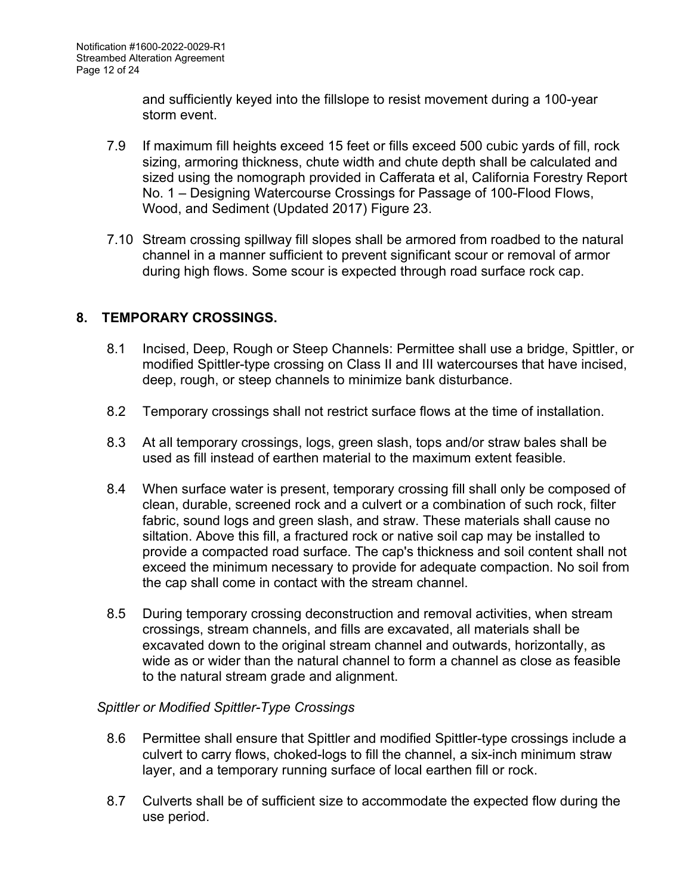and sufficiently keyed into the fillslope to resist movement during a 100-year storm event.

7.9 If maximum fill heights exceed 15 feet or fills exceed 500 cubic yards of fill, rock sizing, armoring thickness, chute width and chute depth shall be calculated and sized using the nomograph provided in Cafferata et al, California Forestry Report No. 1 – Designing Watercourse Crossings for Passage of 100-Flood Flows, Wood, and Sediment (Updated 2017) Figure 23.

7.10 Stream crossing spillway fill slopes shall be armored from roadbed to the natural channel in a manner sufficient to prevent significant scour or removal of armor during high flows. Some scour is expected through road surface rock cap.

## 8. TEMPORARY CROSSINGS.

8.1 Incised, Deep, Rough or Steep Channels: Permittee shall use a bridge, Spittler, or modified Spittler-type crossing on Class II and III watercourses that have incised, deep, rough, or steep channels to minimize bank disturbance.

8.2 Temporary crossings shall not restrict surface flows at the time of installation.

8.3 At all temporary crossings, logs, green slash, tops and/or straw bales shall be used as fill instead of earthen material to the maximum extent feasible.

8.4 When surface water is present, temporary crossing fill shall only be composed of clean, durable, screened rock and a culvert or a combination of such rock, filter fabric, sound logs and green slash, and straw. These materials shall cause no siltation. Above this fill, a fractured rock or native soil cap may be installed to provide a compacted road surface. The cap's thickness and soil content shall not exceed the minimum necessary to provide for adequate compaction. No soil from the cap shall come in contact with the stream channel.

8.5 During temporary crossing deconstruction and removal activities, when stream crossings, stream channels, and fills are excavated, all materials shall be excavated down to the original stream channel and outwards, horizontally, as wide as or wider than the natural channel to form a channel as close as feasible to the natural stream grade and alignment.

*Spittler or Modified Spittler-Type Crossings*

8.6 Permittee shall ensure that Spittler and modified Spittler-type crossings include a culvert to carry flows, choked-logs to fill the channel, a six-inch minimum straw layer, and a temporary running surface of local earthen fill or rock.

8.7 Culverts shall be of sufficient size to accommodate the expected flow during the use period.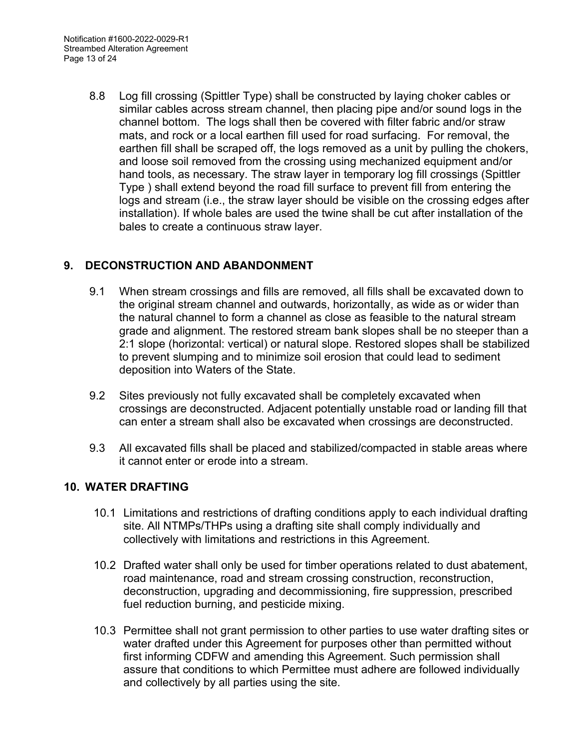8.8 Log fill crossing (Spittler Type) shall be constructed by laying choker cables or similar cables across stream channel, then placing pipe and/or sound logs in the channel bottom. The logs shall then be covered with filter fabric and/or straw mats, and rock or a local earthen fill used for road surfacing. For removal, the earthen fill shall be scraped off, the logs removed as a unit by pulling the chokers, and loose soil removed from the crossing using mechanized equipment and/or hand tools, as necessary. The straw layer in temporary log fill crossings (Spittler Type ) shall extend beyond the road fill surface to prevent fill from entering the logs and stream (i.e., the straw layer should be visible on the crossing edges after installation). If whole bales are used the twine shall be cut after installation of the bales to create a continuous straw layer.

## 9. DECONSTRUCTION AND ABANDONMENT

9.1 When stream crossings and fills are removed, all fills shall be excavated down to the original stream channel and outwards, horizontally, as wide as or wider than the natural channel to form a channel as close as feasible to the natural stream grade and alignment. The restored stream bank slopes shall be no steeper than a 2:1 slope (horizontal: vertical) or natural slope. Restored slopes shall be stabilized to prevent slumping and to minimize soil erosion that could lead to sediment deposition into Waters of the State.

9.2 Sites previously not fully excavated shall be completely excavated when crossings are deconstructed. Adjacent potentially unstable road or landing fill that can enter a stream shall also be excavated when crossings are deconstructed.

9.3 All excavated fills shall be placed and stabilized/compacted in stable areas where it cannot enter or erode into a stream.

## 10. WATER DRAFTING

10.1 Limitations and restrictions of drafting conditions apply to each individual drafting site. All NTMPs/THPs using a drafting site shall comply individually and collectively with limitations and restrictions in this Agreement.

10.2 Drafted water shall only be used for timber operations related to dust abatement, road maintenance, road and stream crossing construction, reconstruction, deconstruction, upgrading and decommissioning, fire suppression, prescribed fuel reduction burning, and pesticide mixing.

10.3 Permittee shall not grant permission to other parties to use water drafting sites or water drafted under this Agreement for purposes other than permitted without first informing CDFW and amending this Agreement. Such permission shall assure that conditions to which Permittee must adhere are followed individually and collectively by all parties using the site.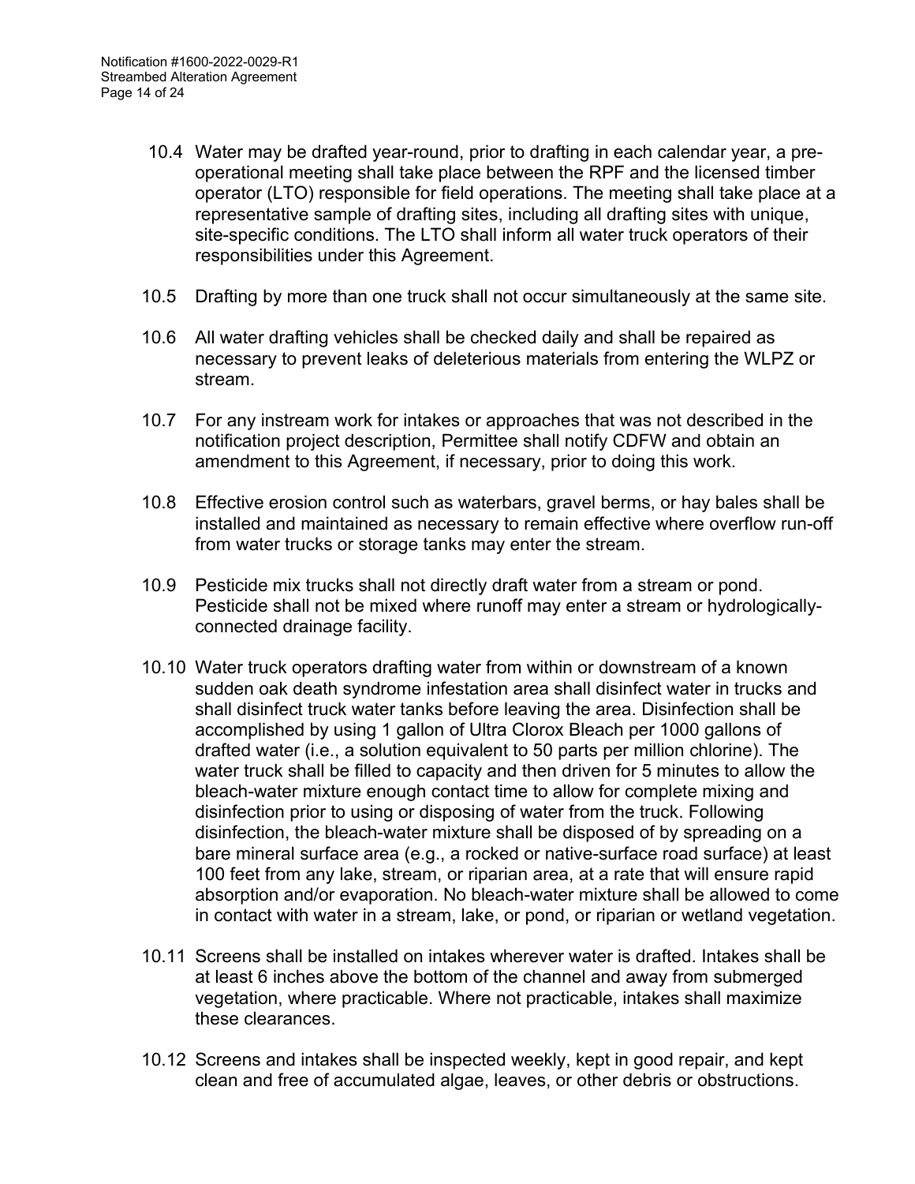10.4 Water may be drafted year-round, prior to drafting in each calendar year, a pre-operational meeting shall take place between the RPF and the licensed timber operator (LTO) responsible for field operations. The meeting shall take place at a representative sample of drafting sites, including all drafting sites with unique, site-specific conditions. The LTO shall inform all water truck operators of their responsibilities under this Agreement.

10.5 Drafting by more than one truck shall not occur simultaneously at the same site.

10.6 All water drafting vehicles shall be checked daily and shall be repaired as necessary to prevent leaks of deleterious materials from entering the WLPZ or stream.

10.7 For any instream work for intakes or approaches that was not described in the notification project description, Permittee shall notify CDFW and obtain an amendment to this Agreement, if necessary, prior to doing this work.

10.8 Effective erosion control such as waterbars, gravel berms, or hay bales shall be installed and maintained as necessary to remain effective where overflow run-off from water trucks or storage tanks may enter the stream.

10.9 Pesticide mix trucks shall not directly draft water from a stream or pond. Pesticide shall not be mixed where runoff may enter a stream or hydrologically-connected drainage facility.

10.10 Water truck operators drafting water from within or downstream of a known sudden oak death syndrome infestation area shall disinfect water in trucks and shall disinfect truck water tanks before leaving the area. Disinfection shall be accomplished by using 1 gallon of Ultra Clorox Bleach per 1000 gallons of drafted water (i.e., a solution equivalent to 50 parts per million chlorine). The water truck shall be filled to capacity and then driven for 5 minutes to allow the bleach-water mixture enough contact time to allow for complete mixing and disinfection prior to using or disposing of water from the truck. Following disinfection, the bleach-water mixture shall be disposed of by spreading on a bare mineral surface area (e.g., a rocked or native-surface road surface) at least 100 feet from any lake, stream, or riparian area, at a rate that will ensure rapid absorption and/or evaporation. No bleach-water mixture shall be allowed to come in contact with water in a stream, lake, or pond, or riparian or wetland vegetation.

10.11 Screens shall be installed on intakes wherever water is drafted. Intakes shall be at least 6 inches above the bottom of the channel and away from submerged vegetation, where practicable. Where not practicable, intakes shall maximize these clearances.

10.12 Screens and intakes shall be inspected weekly, kept in good repair, and kept clean and free of accumulated algae, leaves, or other debris or obstructions.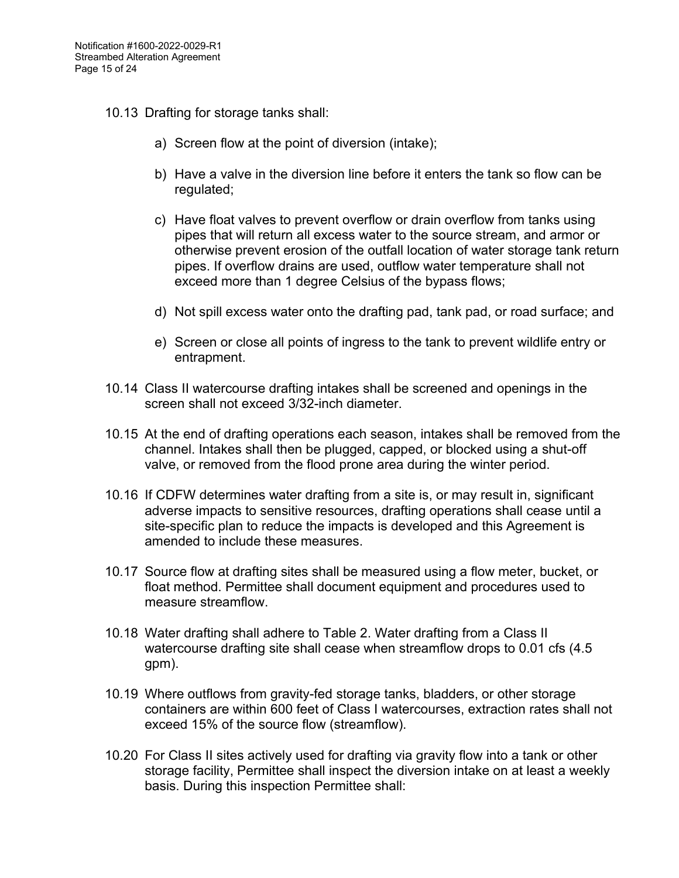10.13 Drafting for storage tanks shall:

   a) Screen flow at the point of diversion (intake);

   b) Have a valve in the diversion line before it enters the tank so flow can be regulated;

   c) Have float valves to prevent overflow or drain overflow from tanks using pipes that will return all excess water to the source stream, and armor or otherwise prevent erosion of the outfall location of water storage tank return pipes. If overflow drains are used, outflow water temperature shall not exceed more than 1 degree Celsius of the bypass flows;

   d) Not spill excess water onto the drafting pad, tank pad, or road surface; and

   e) Screen or close all points of ingress to the tank to prevent wildlife entry or entrapment.

10.14 Class II watercourse drafting intakes shall be screened and openings in the screen shall not exceed 3/32-inch diameter.

10.15 At the end of drafting operations each season, intakes shall be removed from the channel. Intakes shall then be plugged, capped, or blocked using a shut-off valve, or removed from the flood prone area during the winter period.

10.16 If CDFW determines water drafting from a site is, or may result in, significant adverse impacts to sensitive resources, drafting operations shall cease until a site-specific plan to reduce the impacts is developed and this Agreement is amended to include these measures.

10.17 Source flow at drafting sites shall be measured using a flow meter, bucket, or float method. Permittee shall document equipment and procedures used to measure streamflow.

10.18 Water drafting shall adhere to Table 2. Water drafting from a Class II watercourse drafting site shall cease when streamflow drops to 0.01 cfs (4.5 gpm).

10.19 Where outflows from gravity-fed storage tanks, bladders, or other storage containers are within 600 feet of Class I watercourses, extraction rates shall not exceed 15% of the source flow (streamflow).

10.20 For Class II sites actively used for drafting via gravity flow into a tank or other storage facility, Permittee shall inspect the diversion intake on at least a weekly basis. During this inspection Permittee shall: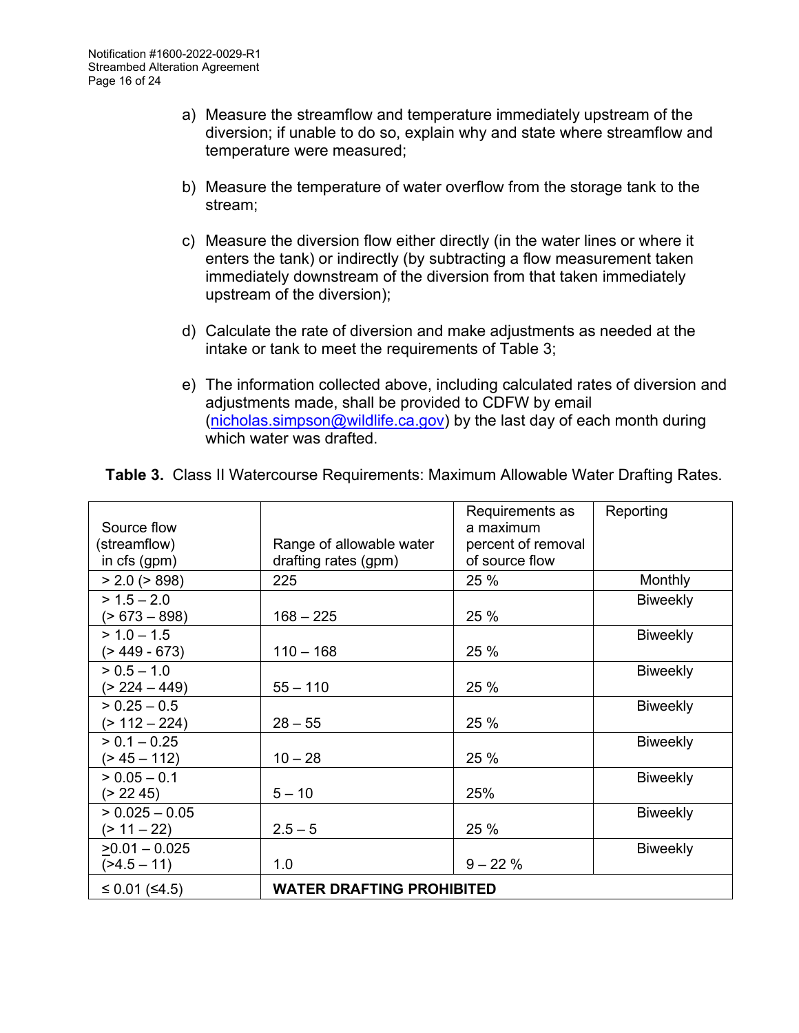a) Measure the streamflow and temperature immediately upstream of the diversion; if unable to do so, explain why and state where streamflow and temperature were measured;

b) Measure the temperature of water overflow from the storage tank to the stream;

c) Measure the diversion flow either directly (in the water lines or where it enters the tank) or indirectly (by subtracting a flow measurement taken immediately downstream of the diversion from that taken immediately upstream of the diversion);

d) Calculate the rate of diversion and make adjustments as needed at the intake or tank to meet the requirements of Table 3;

e) The information collected above, including calculated rates of diversion and adjustments made, shall be provided to CDFW by email (nicholas.simpson@wildlife.ca.gov) by the last day of each month during which water was drafted.

**Table 3.** Class II Watercourse Requirements: Maximum Allowable Water Drafting Rates.

| Source flow (streamflow) in cfs (gpm) | Range of allowable water drafting rates (gpm) | Requirements as a maximum percent of removal of source flow | Reporting |
|---|---|---|---|
| > 2.0 (> 898) | 225 | 25 % | Monthly |
| > 1.5 – 2.0 (> 673 – 898) | 168 – 225 | 25 % | Biweekly |
| > 1.0 – 1.5 (> 449 - 673) | 110 – 168 | 25 % | Biweekly |
| > 0.5 – 1.0 (> 224 – 449) | 55 – 110 | 25 % | Biweekly |
| > 0.25 – 0.5 (> 112 – 224) | 28 – 55 | 25 % | Biweekly |
| > 0.1 – 0.25 (> 45 – 112) | 10 – 28 | 25 % | Biweekly |
| > 0.05 – 0.1 (> 22 45) | 5 – 10 | 25% | Biweekly |
| > 0.025 – 0.05 (> 11 – 22) | 2.5 – 5 | 25 % | Biweekly |
| ≥0.01 – 0.025 (>4.5 – 11) | 1.0 | 9 – 22 % | Biweekly |
| ≤ 0.01 (≤4.5) | **WATER DRAFTING PROHIBITED** | | |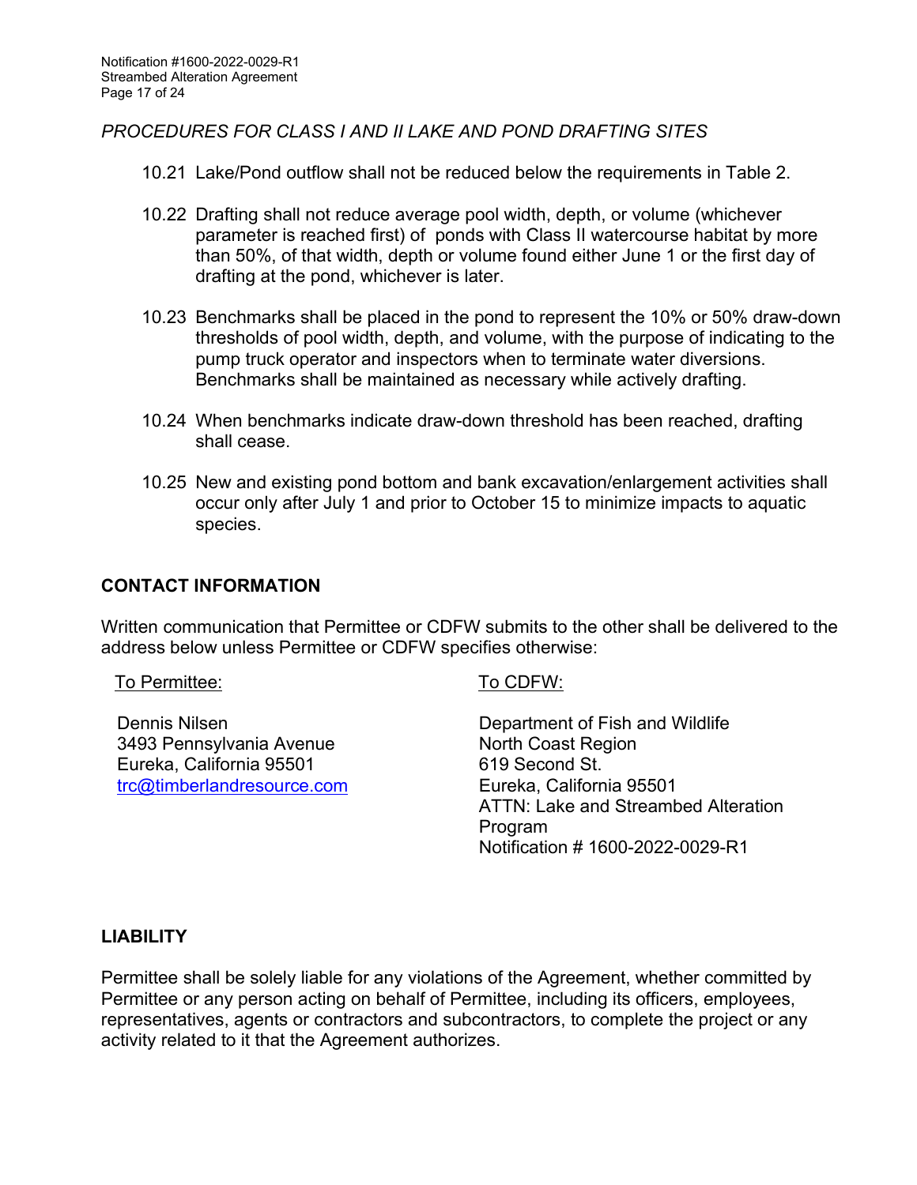*PROCEDURES FOR CLASS I AND II LAKE AND POND DRAFTING SITES*

10.21 Lake/Pond outflow shall not be reduced below the requirements in Table 2.

10.22 Drafting shall not reduce average pool width, depth, or volume (whichever parameter is reached first) of ponds with Class II watercourse habitat by more than 50%, of that width, depth or volume found either June 1 or the first day of drafting at the pond, whichever is later.

10.23 Benchmarks shall be placed in the pond to represent the 10% or 50% draw-down thresholds of pool width, depth, and volume, with the purpose of indicating to the pump truck operator and inspectors when to terminate water diversions. Benchmarks shall be maintained as necessary while actively drafting.

10.24 When benchmarks indicate draw-down threshold has been reached, drafting shall cease.

10.25 New and existing pond bottom and bank excavation/enlargement activities shall occur only after July 1 and prior to October 15 to minimize impacts to aquatic species.

## CONTACT INFORMATION

Written communication that Permittee or CDFW submits to the other shall be delivered to the address below unless Permittee or CDFW specifies otherwise:

To Permittee:

Dennis Nilsen
3493 Pennsylvania Avenue
Eureka, California 95501
trc@timberlandresource.com

To CDFW:

Department of Fish and Wildlife
North Coast Region
619 Second St.
Eureka, California 95501
ATTN: Lake and Streambed Alteration Program
Notification # 1600-2022-0029-R1

## LIABILITY

Permittee shall be solely liable for any violations of the Agreement, whether committed by Permittee or any person acting on behalf of Permittee, including its officers, employees, representatives, agents or contractors and subcontractors, to complete the project or any activity related to it that the Agreement authorizes.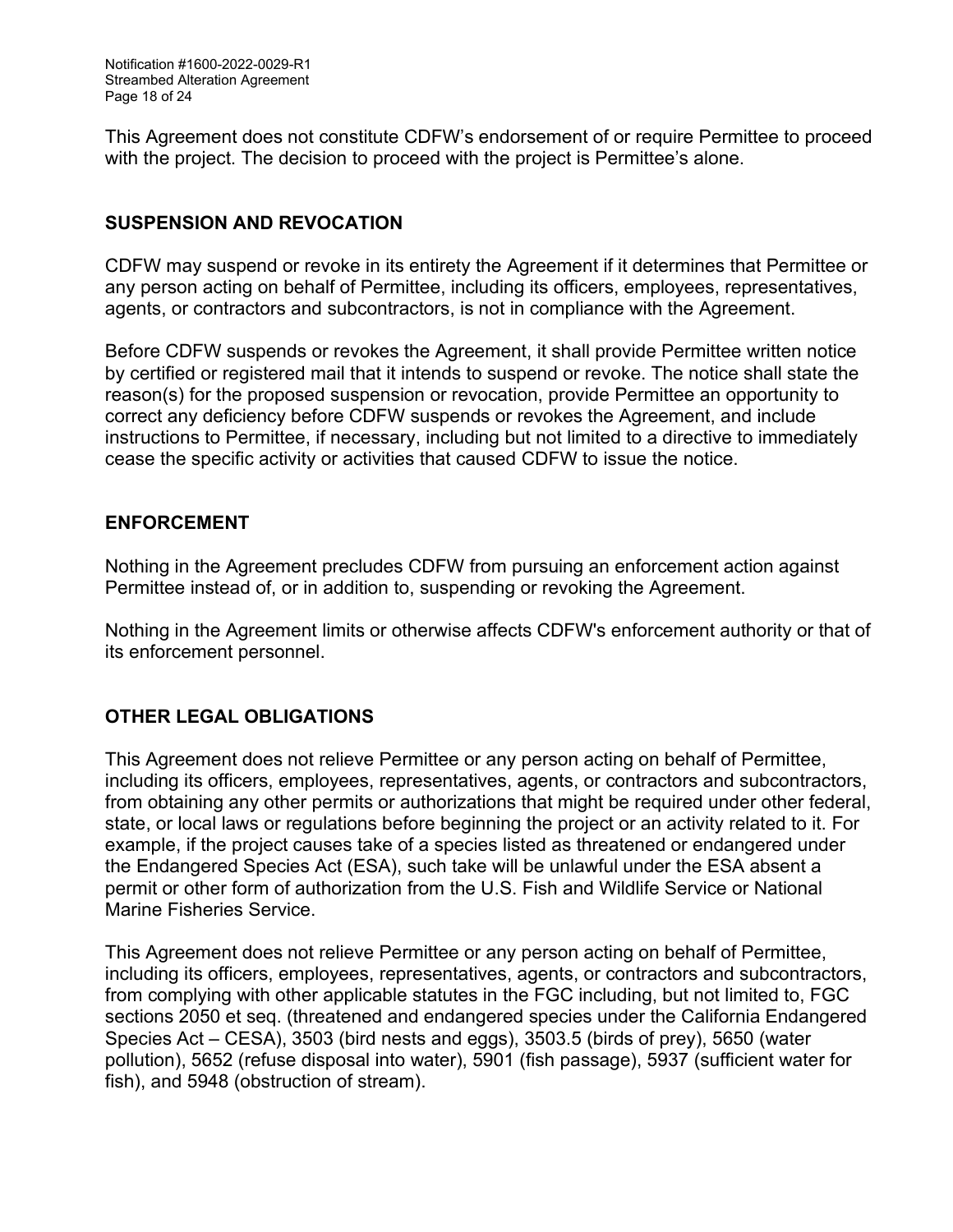This Agreement does not constitute CDFW's endorsement of or require Permittee to proceed with the project. The decision to proceed with the project is Permittee's alone.

## SUSPENSION AND REVOCATION

CDFW may suspend or revoke in its entirety the Agreement if it determines that Permittee or any person acting on behalf of Permittee, including its officers, employees, representatives, agents, or contractors and subcontractors, is not in compliance with the Agreement.

Before CDFW suspends or revokes the Agreement, it shall provide Permittee written notice by certified or registered mail that it intends to suspend or revoke. The notice shall state the reason(s) for the proposed suspension or revocation, provide Permittee an opportunity to correct any deficiency before CDFW suspends or revokes the Agreement, and include instructions to Permittee, if necessary, including but not limited to a directive to immediately cease the specific activity or activities that caused CDFW to issue the notice.

## ENFORCEMENT

Nothing in the Agreement precludes CDFW from pursuing an enforcement action against Permittee instead of, or in addition to, suspending or revoking the Agreement.

Nothing in the Agreement limits or otherwise affects CDFW's enforcement authority or that of its enforcement personnel.

## OTHER LEGAL OBLIGATIONS

This Agreement does not relieve Permittee or any person acting on behalf of Permittee, including its officers, employees, representatives, agents, or contractors and subcontractors, from obtaining any other permits or authorizations that might be required under other federal, state, or local laws or regulations before beginning the project or an activity related to it. For example, if the project causes take of a species listed as threatened or endangered under the Endangered Species Act (ESA), such take will be unlawful under the ESA absent a permit or other form of authorization from the U.S. Fish and Wildlife Service or National Marine Fisheries Service.

This Agreement does not relieve Permittee or any person acting on behalf of Permittee, including its officers, employees, representatives, agents, or contractors and subcontractors, from complying with other applicable statutes in the FGC including, but not limited to, FGC sections 2050 et seq. (threatened and endangered species under the California Endangered Species Act – CESA), 3503 (bird nests and eggs), 3503.5 (birds of prey), 5650 (water pollution), 5652 (refuse disposal into water), 5901 (fish passage), 5937 (sufficient water for fish), and 5948 (obstruction of stream).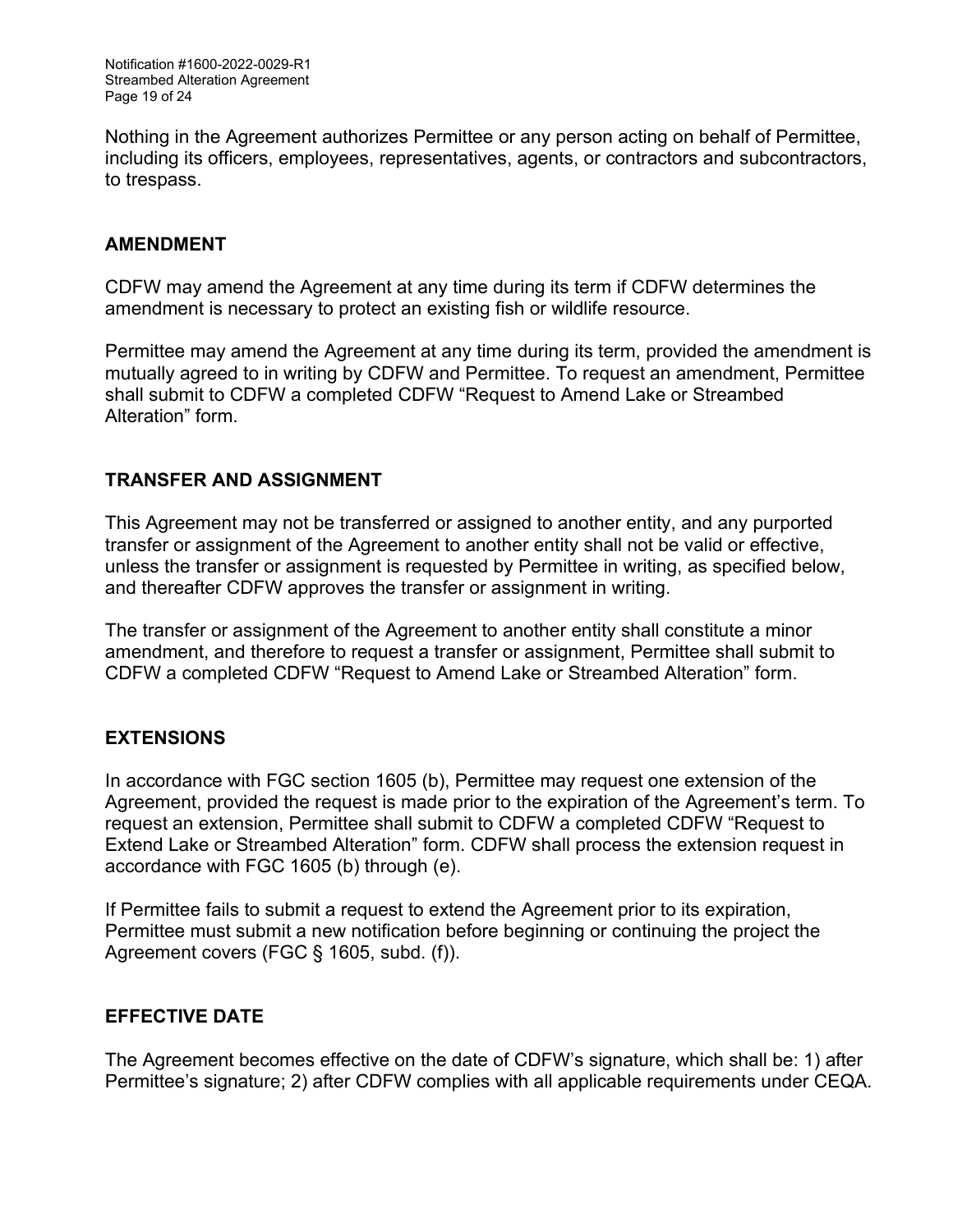Nothing in the Agreement authorizes Permittee or any person acting on behalf of Permittee, including its officers, employees, representatives, agents, or contractors and subcontractors, to trespass.

## AMENDMENT

CDFW may amend the Agreement at any time during its term if CDFW determines the amendment is necessary to protect an existing fish or wildlife resource.

Permittee may amend the Agreement at any time during its term, provided the amendment is mutually agreed to in writing by CDFW and Permittee. To request an amendment, Permittee shall submit to CDFW a completed CDFW "Request to Amend Lake or Streambed Alteration" form.

## TRANSFER AND ASSIGNMENT

This Agreement may not be transferred or assigned to another entity, and any purported transfer or assignment of the Agreement to another entity shall not be valid or effective, unless the transfer or assignment is requested by Permittee in writing, as specified below, and thereafter CDFW approves the transfer or assignment in writing.

The transfer or assignment of the Agreement to another entity shall constitute a minor amendment, and therefore to request a transfer or assignment, Permittee shall submit to CDFW a completed CDFW "Request to Amend Lake or Streambed Alteration" form.

## EXTENSIONS

In accordance with FGC section 1605 (b), Permittee may request one extension of the Agreement, provided the request is made prior to the expiration of the Agreement's term. To request an extension, Permittee shall submit to CDFW a completed CDFW "Request to Extend Lake or Streambed Alteration" form. CDFW shall process the extension request in accordance with FGC 1605 (b) through (e).

If Permittee fails to submit a request to extend the Agreement prior to its expiration, Permittee must submit a new notification before beginning or continuing the project the Agreement covers (FGC § 1605, subd. (f)).

## EFFECTIVE DATE

The Agreement becomes effective on the date of CDFW's signature, which shall be: 1) after Permittee's signature; 2) after CDFW complies with all applicable requirements under CEQA.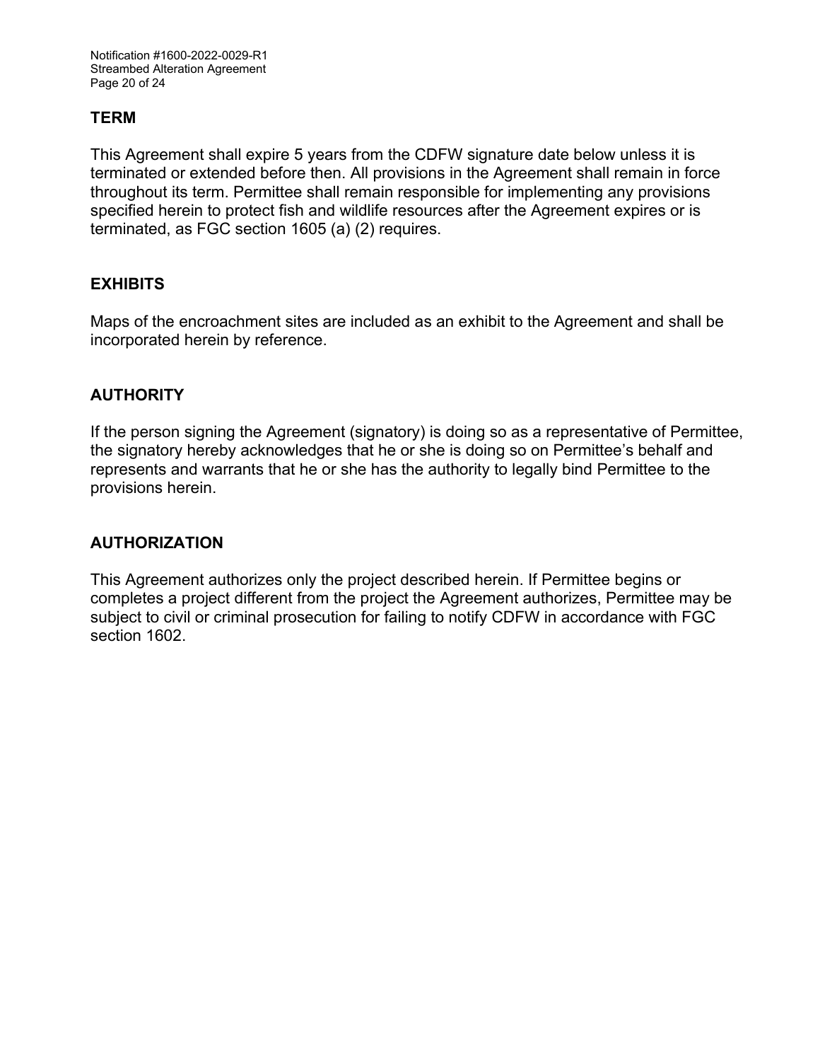## TERM

This Agreement shall expire 5 years from the CDFW signature date below unless it is terminated or extended before then. All provisions in the Agreement shall remain in force throughout its term. Permittee shall remain responsible for implementing any provisions specified herein to protect fish and wildlife resources after the Agreement expires or is terminated, as FGC section 1605 (a) (2) requires.

## EXHIBITS

Maps of the encroachment sites are included as an exhibit to the Agreement and shall be incorporated herein by reference.

## AUTHORITY

If the person signing the Agreement (signatory) is doing so as a representative of Permittee, the signatory hereby acknowledges that he or she is doing so on Permittee's behalf and represents and warrants that he or she has the authority to legally bind Permittee to the provisions herein.

## AUTHORIZATION

This Agreement authorizes only the project described herein. If Permittee begins or completes a project different from the project the Agreement authorizes, Permittee may be subject to civil or criminal prosecution for failing to notify CDFW in accordance with FGC section 1602.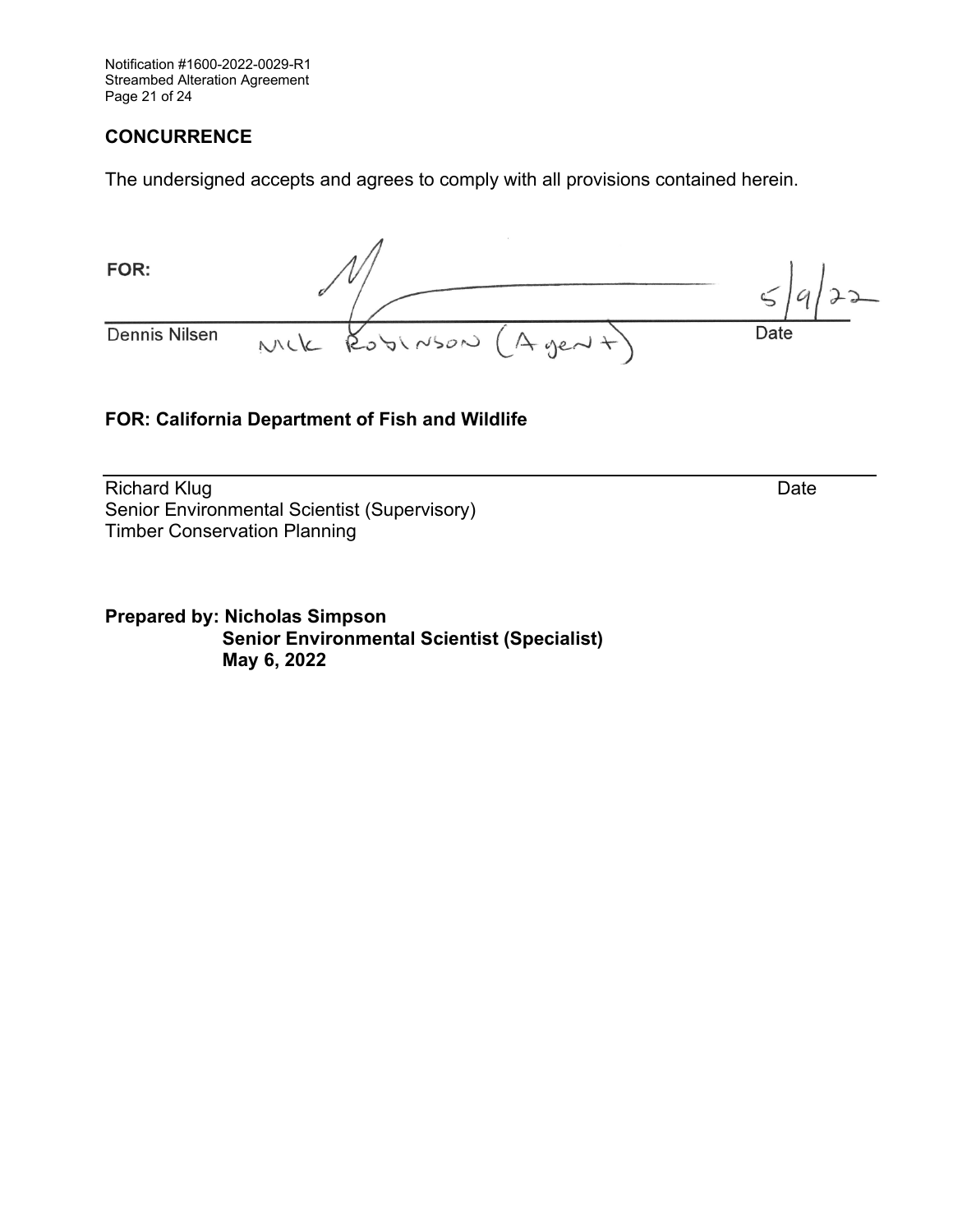## CONCURRENCE

The undersigned accepts and agrees to comply with all provisions contained herein.

**FOR:** 5/9/22

Dennis Nilsen Nick Robinson (Agent) Date

**FOR: California Department of Fish and Wildlife**

Richard Klug Date
Senior Environmental Scientist (Supervisory)
Timber Conservation Planning

**Prepared by: Nicholas Simpson**
**Senior Environmental Scientist (Specialist)**
**May 6, 2022**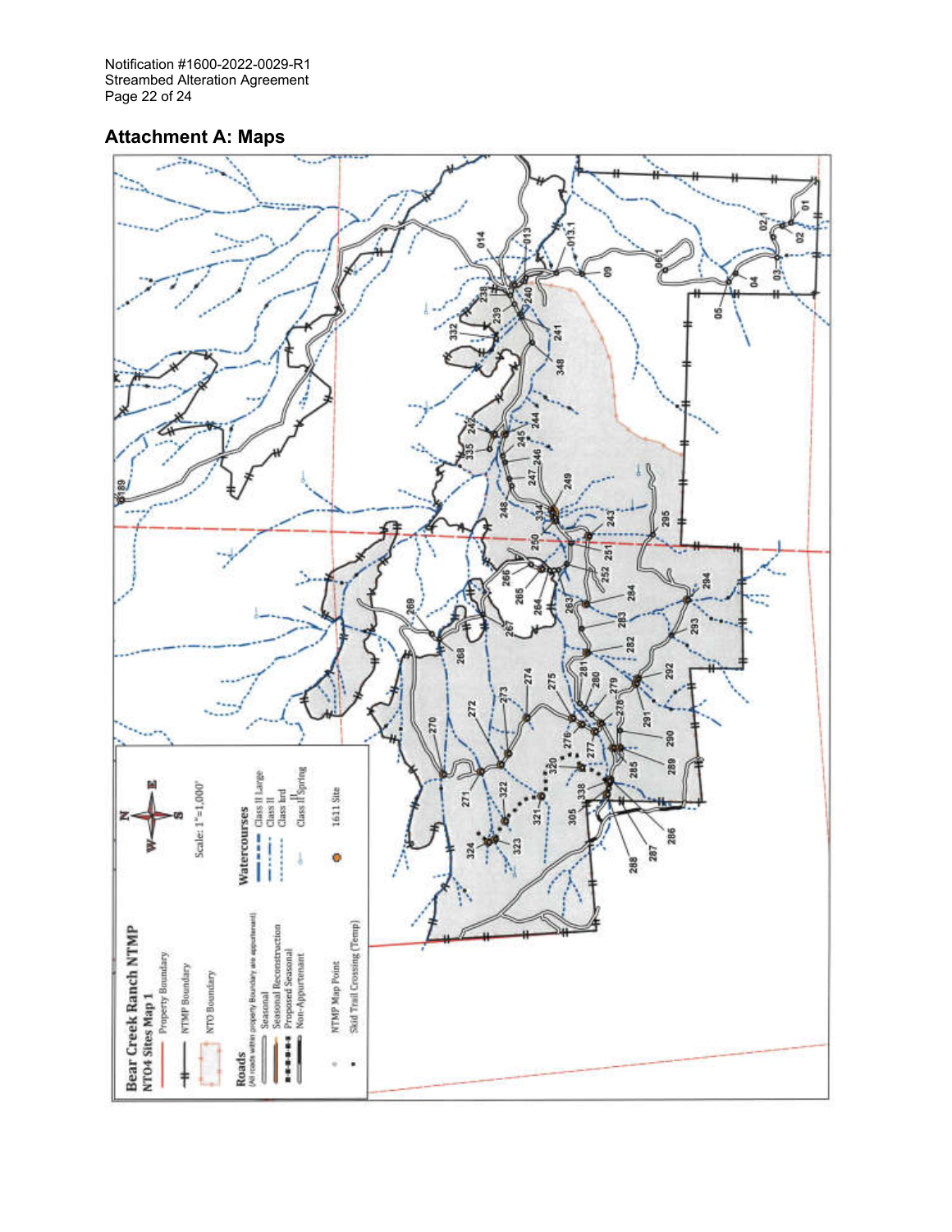## Attachment A: Maps

Bear Creek Ranch NTMP
NTO4 Sites Map 1

Property Boundary
NTMP Boundary
NTO Boundary

Roads
(All roads within property Boundary are appurtenant)
Seasonal
Seasonal Reconstruction
Proposed Seasonal
Non-Appurtenant

NTMP Map Point
Skid Trail Crossing (Temp)

Watercourses
Class II Large
Class II
Class lrd
Class II Spring

1611 Site

Scale: 1"=1,000'

N
E
S
W

189
014
013
013.1
09
06.1
02.1
01
02
03
04
05
238
239
240
241
332
348
242
244
245
246
335
247
249
248
334
243
295
250
251
252
266
265
264
263
284
283
294
269
267
268
282
293
281
280
292
274
275
279
278
291
270
272
273
276
277
290
289
285
320
338
271
322
321
305
286
287
288
324
323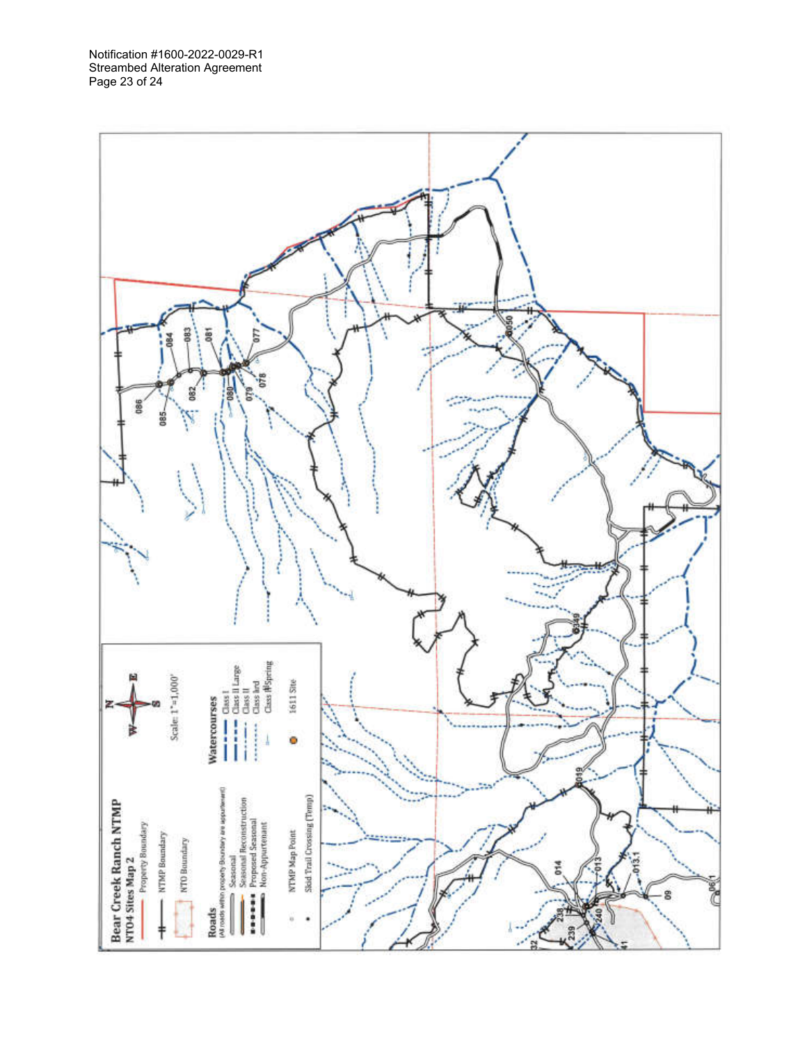Bear Creek Ranch NTMP

NTO4 Sites Map 2

Property Boundary

NTMP Boundary

NTO Boundary

Roads

(All roads within property Boundary are appurtenant)

Seasonal

Seasonal Reconstruction

Proposed Seasonal

Non-Appurtenant

NTMP Map Point

Skid Trail Crossing (Temp)

N

W E

S

Scale: 1"=1,000'

Watercourses

Class I

Class II Large

Class II

Class III

Class IV/Spring

1611 Site

084

083

081

077

086

085

082

080

079

078

050

049

019

014

013

013.1

238

239

240

41

32

09

06.1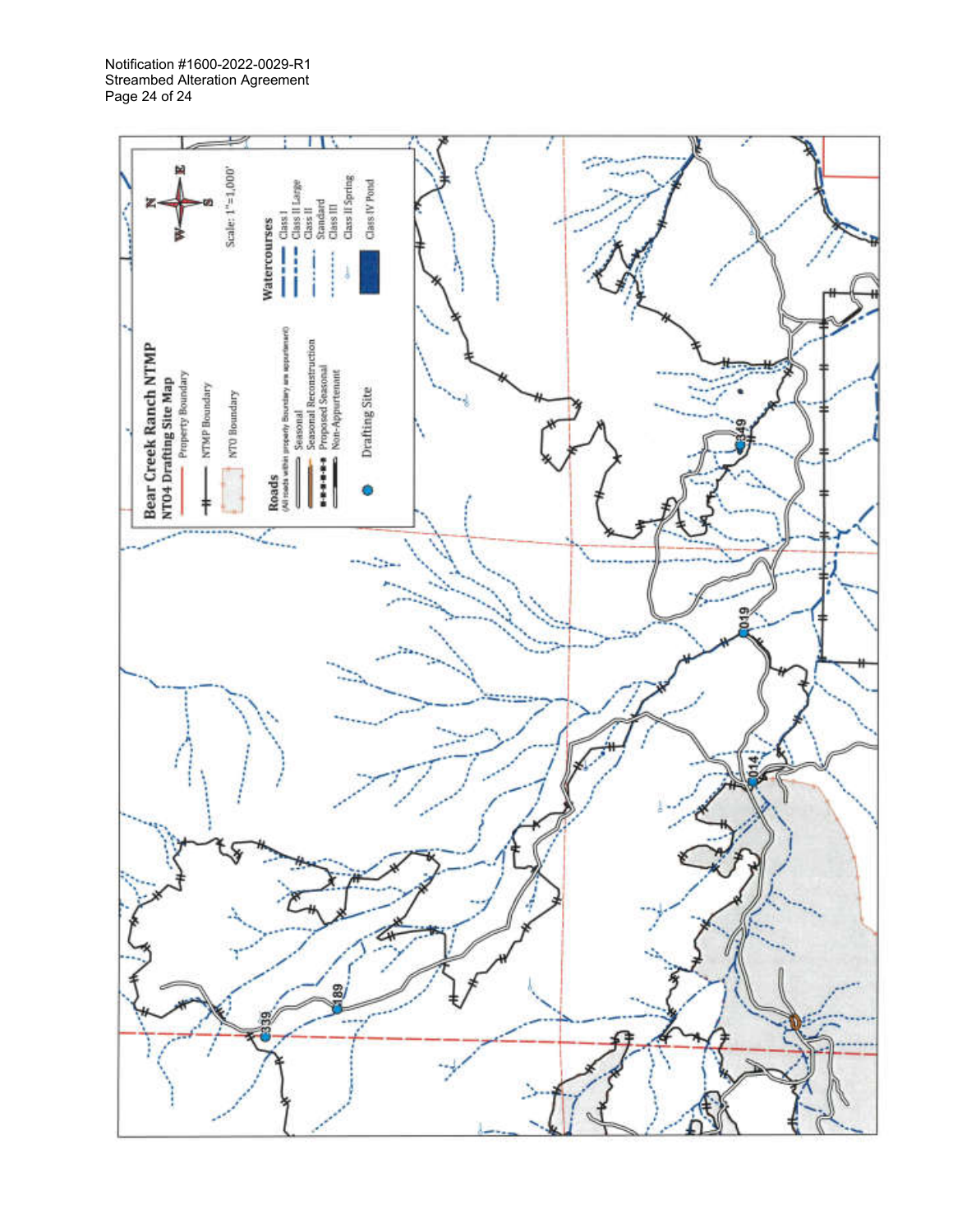**Bear Creek Ranch NTMP**
**NTO4 Drafting Site Map**

Property Boundary

NTMP Boundary

NTO Boundary

Scale: 1"=1,000'

**Roads**
(All roads within property boundary are appurtenant)

- Seasonal
- Seasonal Reconstruction
- Proposed Seasonal
- Non-Appurtenant

**Watercourses**

- Class I
- Class II Large
- Class II Standard
- Class III
- Class II Spring
- Class IV Pond

Drafting Site

349

019

014

189

339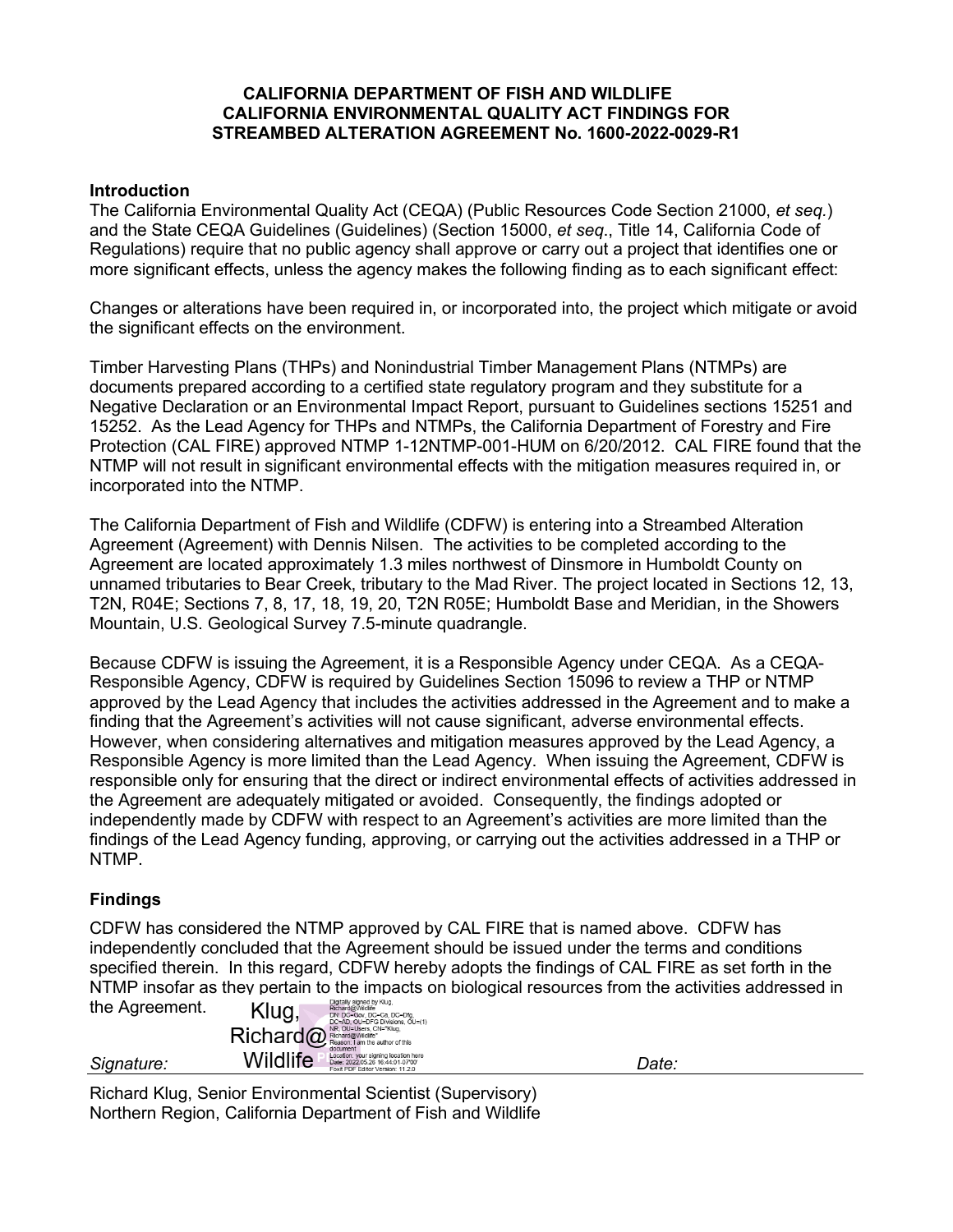**CALIFORNIA DEPARTMENT OF FISH AND WILDLIFE**
**CALIFORNIA ENVIRONMENTAL QUALITY ACT FINDINGS FOR**
**STREAMBED ALTERATION AGREEMENT No. 1600-2022-0029-R1**

**Introduction**

The California Environmental Quality Act (CEQA) (Public Resources Code Section 21000, *et seq.*) and the State CEQA Guidelines (Guidelines) (Section 15000, *et seq.*, Title 14, California Code of Regulations) require that no public agency shall approve or carry out a project that identifies one or more significant effects, unless the agency makes the following finding as to each significant effect:

Changes or alterations have been required in, or incorporated into, the project which mitigate or avoid the significant effects on the environment.

Timber Harvesting Plans (THPs) and Nonindustrial Timber Management Plans (NTMPs) are documents prepared according to a certified state regulatory program and they substitute for a Negative Declaration or an Environmental Impact Report, pursuant to Guidelines sections 15251 and 15252. As the Lead Agency for THPs and NTMPs, the California Department of Forestry and Fire Protection (CAL FIRE) approved NTMP 1-12NTMP-001-HUM on 6/20/2012. CAL FIRE found that the NTMP will not result in significant environmental effects with the mitigation measures required in, or incorporated into the NTMP.

The California Department of Fish and Wildlife (CDFW) is entering into a Streambed Alteration Agreement (Agreement) with Dennis Nilsen. The activities to be completed according to the Agreement are located approximately 1.3 miles northwest of Dinsmore in Humboldt County on unnamed tributaries to Bear Creek, tributary to the Mad River. The project located in Sections 12, 13, T2N, R04E; Sections 7, 8, 17, 18, 19, 20, T2N R05E; Humboldt Base and Meridian, in the Showers Mountain, U.S. Geological Survey 7.5-minute quadrangle.

Because CDFW is issuing the Agreement, it is a Responsible Agency under CEQA. As a CEQA-Responsible Agency, CDFW is required by Guidelines Section 15096 to review a THP or NTMP approved by the Lead Agency that includes the activities addressed in the Agreement and to make a finding that the Agreement's activities will not cause significant, adverse environmental effects. However, when considering alternatives and mitigation measures approved by the Lead Agency, a Responsible Agency is more limited than the Lead Agency. When issuing the Agreement, CDFW is responsible only for ensuring that the direct or indirect environmental effects of activities addressed in the Agreement are adequately mitigated or avoided. Consequently, the findings adopted or independently made by CDFW with respect to an Agreement's activities are more limited than the findings of the Lead Agency funding, approving, or carrying out the activities addressed in a THP or NTMP.

**Findings**

CDFW has considered the NTMP approved by CAL FIRE that is named above. CDFW has independently concluded that the Agreement should be issued under the terms and conditions specified therein. In this regard, CDFW hereby adopts the findings of CAL FIRE as set forth in the NTMP insofar as they pertain to the impacts on biological resources from the activities addressed in the Agreement.

*Signature:* Klug, Richard@Wildlife (Digitally signed by Klug, Richard@Wildlife; DN: DC=Gov, DC=Ca, DC=Dfg, DC=AD, OU=DFG Divisions, OU=(1) NR, OU=Users, CN="Klug, Richard@Wildlife"; Reason: I am the author of this document; Location: your signing location here; Date: 2022.05.26 16:44:01-07'00'; Foxit PDF Editor Version: 11.2.0) *Date:*

Richard Klug, Senior Environmental Scientist (Supervisory)
Northern Region, California Department of Fish and Wildlife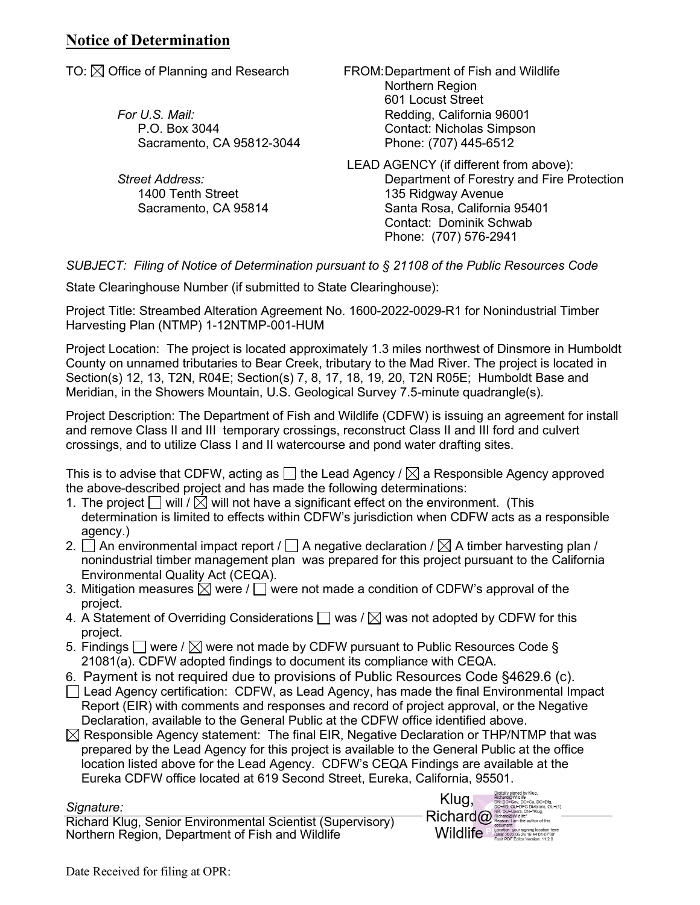# **Notice of Determination**

TO: ☒ Office of Planning and Research

*For U.S. Mail:*
P.O. Box 3044
Sacramento, CA 95812-3044

*Street Address:*
1400 Tenth Street
Sacramento, CA 95814

FROM: Department of Fish and Wildlife
Northern Region
601 Locust Street
Redding, California 96001
Contact: Nicholas Simpson
Phone: (707) 445-6512

LEAD AGENCY (if different from above):
Department of Forestry and Fire Protection
135 Ridgway Avenue
Santa Rosa, California 95401
Contact: Dominik Schwab
Phone: (707) 576-2941

*SUBJECT: Filing of Notice of Determination pursuant to § 21108 of the Public Resources Code*

State Clearinghouse Number (if submitted to State Clearinghouse):

Project Title: Streambed Alteration Agreement No. 1600-2022-0029-R1 for Nonindustrial Timber Harvesting Plan (NTMP) 1-12NTMP-001-HUM

Project Location: The project is located approximately 1.3 miles northwest of Dinsmore in Humboldt County on unnamed tributaries to Bear Creek, tributary to the Mad River. The project is located in Section(s) 12, 13, T2N, R04E; Section(s) 7, 8, 17, 18, 19, 20, T2N R05E; Humboldt Base and Meridian, in the Showers Mountain, U.S. Geological Survey 7.5-minute quadrangle(s).

Project Description: The Department of Fish and Wildlife (CDFW) is issuing an agreement for install and remove Class II and III temporary crossings, reconstruct Class II and III ford and culvert crossings, and to utilize Class I and II watercourse and pond water drafting sites.

This is to advise that CDFW, acting as ☐ the Lead Agency / ☒ a Responsible Agency approved the above-described project and has made the following determinations:

1. The project ☐ will / ☒ will not have a significant effect on the environment. (This determination is limited to effects within CDFW's jurisdiction when CDFW acts as a responsible agency.)
2. ☐ An environmental impact report / ☐ A negative declaration / ☒ A timber harvesting plan / nonindustrial timber management plan was prepared for this project pursuant to the California Environmental Quality Act (CEQA).
3. Mitigation measures ☒ were / ☐ were not made a condition of CDFW's approval of the project.
4. A Statement of Overriding Considerations ☐ was / ☒ was not adopted by CDFW for this project.
5. Findings ☐ were / ☒ were not made by CDFW pursuant to Public Resources Code § 21081(a). CDFW adopted findings to document its compliance with CEQA.
6. Payment is not required due to provisions of Public Resources Code §4629.6 (c).

☐ Lead Agency certification: CDFW, as Lead Agency, has made the final Environmental Impact Report (EIR) with comments and responses and record of project approval, or the Negative Declaration, available to the General Public at the CDFW office identified above.

☒ Responsible Agency statement: The final EIR, Negative Declaration or THP/NTMP that was prepared by the Lead Agency for this project is available to the General Public at the office location listed above for the Lead Agency. CDFW's CEQA Findings are available at the Eureka CDFW office located at 619 Second Street, Eureka, California, 95501.

*Signature:* Klug, Richard@Wildlife

Digitally signed by Klug, Richard@Wildlife
DN: DC=Gov, DC=Ca, DC=Dfg, DC=AD, OU=DFG Divisions, OU=(1) NR, OU=Users, CN="Klug, Richard@Wildlife"
Reason: I am the author of this document
Location: your signing location here
Date: 2022.05.26 16:44:01-07'00'
Foxit PDF Editor Version: 11.2.0

Richard Klug, Senior Environmental Scientist (Supervisory)
Northern Region, Department of Fish and Wildlife

Date Received for filing at OPR: